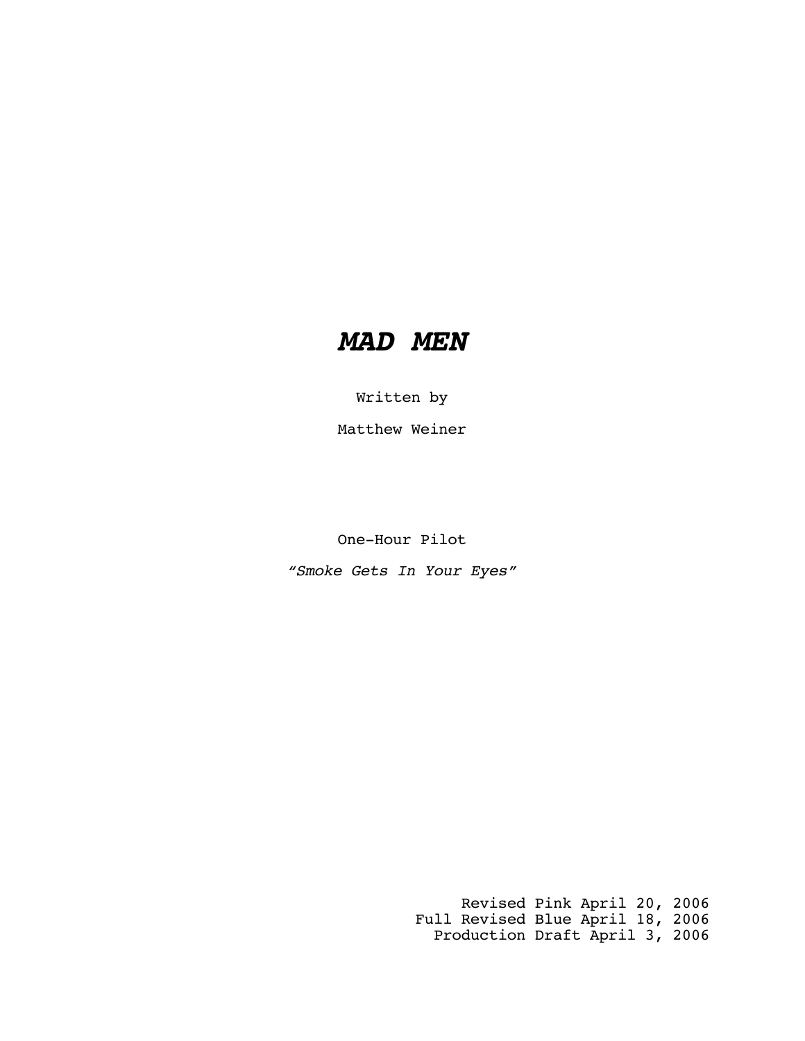# ***MAD MEN***

Written by

Matthew Weiner

One-Hour Pilot

*"Smoke Gets In Your Eyes"*

Revised Pink April 20, 2006
Full Revised Blue April 18, 2006
Production Draft April 3, 2006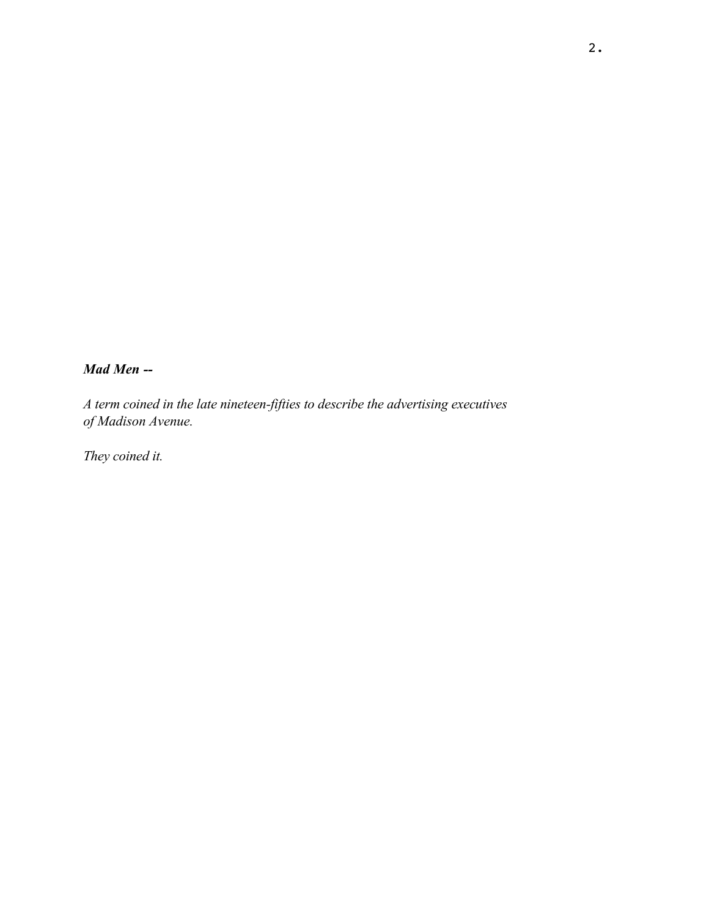***Mad Men --***

*A term coined in the late nineteen-fifties to describe the advertising executives of Madison Avenue.*

*They coined it.*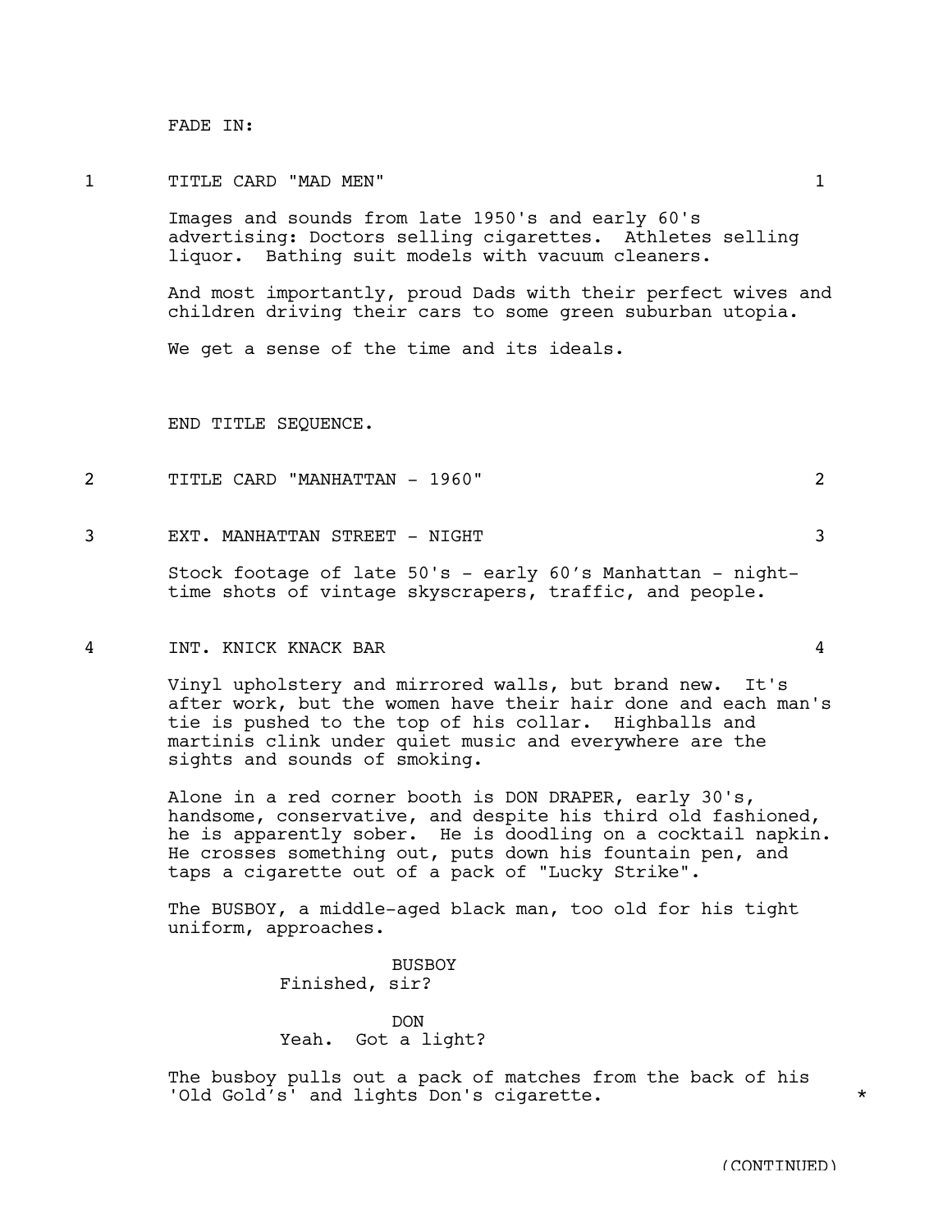FADE IN:

1 TITLE CARD "MAD MEN" 1

Images and sounds from late 1950's and early 60's advertising: Doctors selling cigarettes. Athletes selling liquor. Bathing suit models with vacuum cleaners.

And most importantly, proud Dads with their perfect wives and children driving their cars to some green suburban utopia.

We get a sense of the time and its ideals.

END TITLE SEQUENCE.

2 TITLE CARD "MANHATTAN - 1960" 2

3 EXT. MANHATTAN STREET - NIGHT 3

Stock footage of late 50's - early 60's Manhattan - night-time shots of vintage skyscrapers, traffic, and people.

4 INT. KNICK KNACK BAR 4

Vinyl upholstery and mirrored walls, but brand new. It's after work, but the women have their hair done and each man's tie is pushed to the top of his collar. Highballs and martinis clink under quiet music and everywhere are the sights and sounds of smoking.

Alone in a red corner booth is DON DRAPER, early 30's, handsome, conservative, and despite his third old fashioned, he is apparently sober. He is doodling on a cocktail napkin. He crosses something out, puts down his fountain pen, and taps a cigarette out of a pack of "Lucky Strike".

The BUSBOY, a middle-aged black man, too old for his tight uniform, approaches.

BUSBOY
Finished, sir?

DON
Yeah. Got a light?

The busboy pulls out a pack of matches from the back of his 'Old Gold's' and lights Don's cigarette. *

(CONTINUED)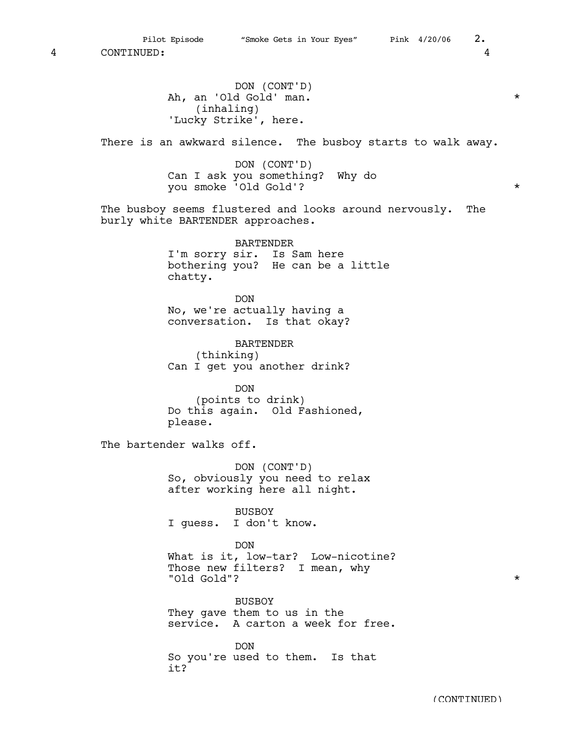4 CONTINUED: 4

DON (CONT'D)
Ah, an 'Old Gold' man. *
(inhaling)
'Lucky Strike', here.

There is an awkward silence. The busboy starts to walk away.

DON (CONT'D)
Can I ask you something? Why do
you smoke 'Old Gold'? *

The busboy seems flustered and looks around nervously. The burly white BARTENDER approaches.

BARTENDER
I'm sorry sir. Is Sam here
bothering you? He can be a little
chatty.

DON
No, we're actually having a
conversation. Is that okay?

BARTENDER
(thinking)
Can I get you another drink?

DON
(points to drink)
Do this again. Old Fashioned,
please.

The bartender walks off.

DON (CONT'D)
So, obviously you need to relax
after working here all night.

BUSBOY
I guess. I don't know.

DON
What is it, low-tar? Low-nicotine?
Those new filters? I mean, why
"Old Gold"? *

BUSBOY
They gave them to us in the
service. A carton a week for free.

DON
So you're used to them. Is that
it?

(CONTINUED)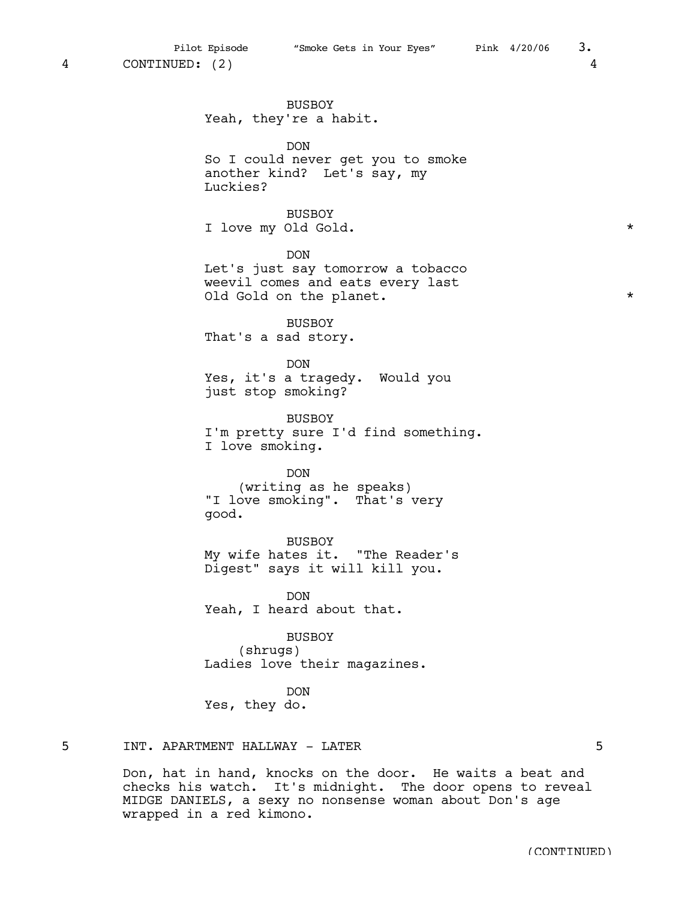4 CONTINUED: (2) 4

BUSBOY
Yeah, they're a habit.

DON
So I could never get you to smoke another kind? Let's say, my Luckies?

BUSBOY
I love my Old Gold. *

DON
Let's just say tomorrow a tobacco weevil comes and eats every last Old Gold on the planet. *

BUSBOY
That's a sad story.

DON
Yes, it's a tragedy. Would you just stop smoking?

BUSBOY
I'm pretty sure I'd find something. I love smoking.

DON
(writing as he speaks)
"I love smoking". That's very good.

BUSBOY
My wife hates it. "The Reader's Digest" says it will kill you.

DON
Yeah, I heard about that.

BUSBOY
(shrugs)
Ladies love their magazines.

DON
Yes, they do.

5 INT. APARTMENT HALLWAY - LATER 5

Don, hat in hand, knocks on the door. He waits a beat and checks his watch. It's midnight. The door opens to reveal MIDGE DANIELS, a sexy no nonsense woman about Don's age wrapped in a red kimono.

(CONTINUED)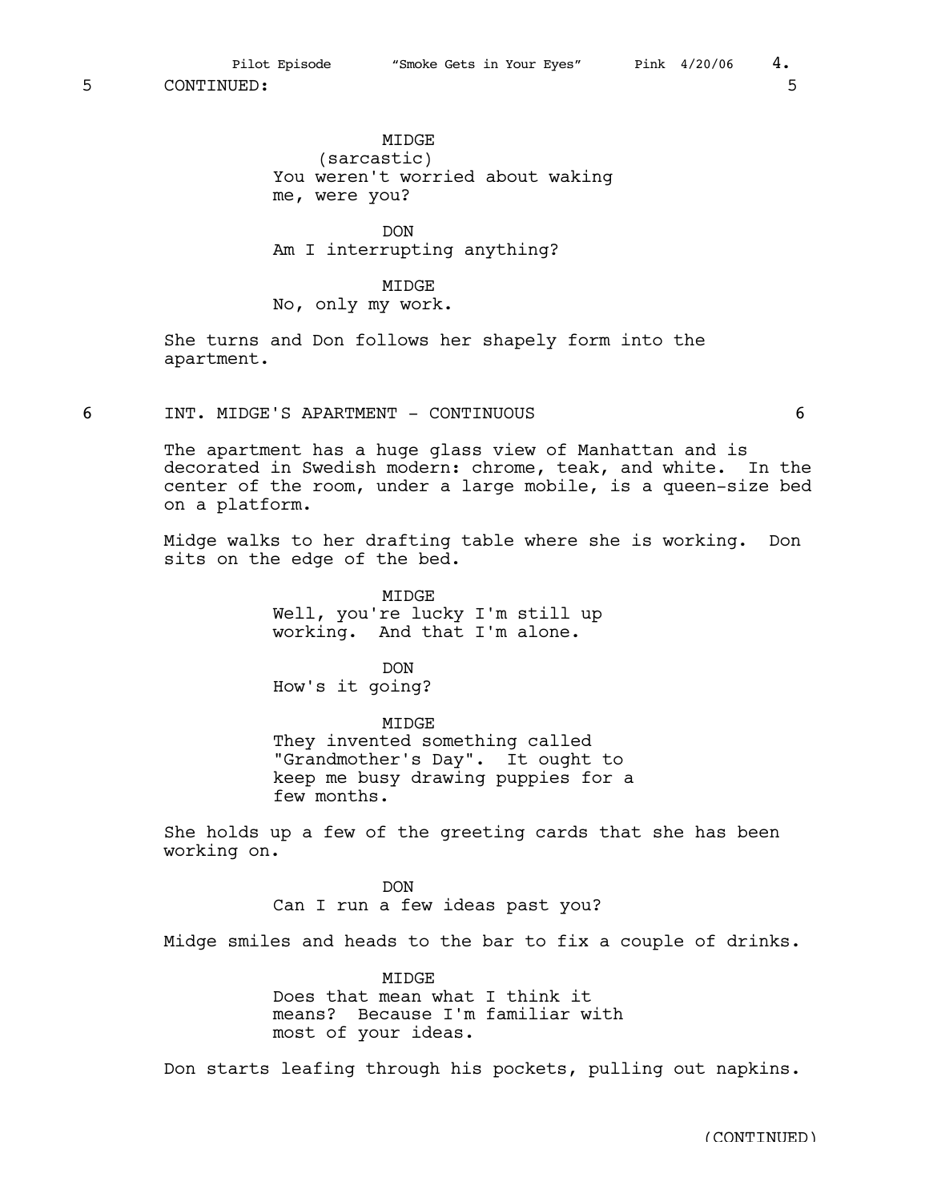5 CONTINUED: 5

MIDGE
(sarcastic)
You weren't worried about waking me, were you?

DON
Am I interrupting anything?

MIDGE
No, only my work.

She turns and Don follows her shapely form into the apartment.

6 INT. MIDGE'S APARTMENT - CONTINUOUS 6

The apartment has a huge glass view of Manhattan and is decorated in Swedish modern: chrome, teak, and white. In the center of the room, under a large mobile, is a queen-size bed on a platform.

Midge walks to her drafting table where she is working. Don sits on the edge of the bed.

MIDGE
Well, you're lucky I'm still up working. And that I'm alone.

DON
How's it going?

MIDGE
They invented something called "Grandmother's Day". It ought to keep me busy drawing puppies for a few months.

She holds up a few of the greeting cards that she has been working on.

DON
Can I run a few ideas past you?

Midge smiles and heads to the bar to fix a couple of drinks.

MIDGE
Does that mean what I think it means? Because I'm familiar with most of your ideas.

Don starts leafing through his pockets, pulling out napkins.

(CONTINUED)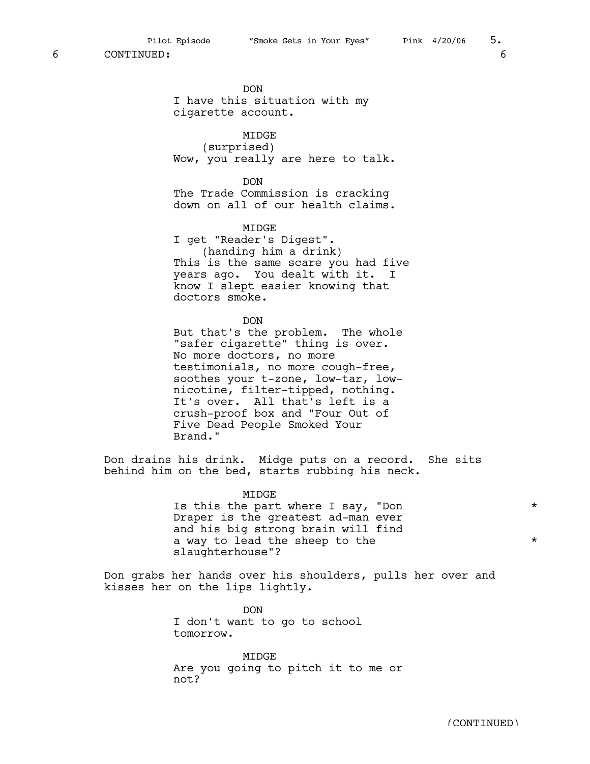6 CONTINUED: 6

DON
I have this situation with my cigarette account.

MIDGE
(surprised)
Wow, you really are here to talk.

DON
The Trade Commission is cracking down on all of our health claims.

MIDGE
I get "Reader's Digest".
(handing him a drink)
This is the same scare you had five years ago. You dealt with it. I know I slept easier knowing that doctors smoke.

DON
But that's the problem. The whole "safer cigarette" thing is over. No more doctors, no more testimonials, no more cough-free, soothes your t-zone, low-tar, low-nicotine, filter-tipped, nothing. It's over. All that's left is a crush-proof box and "Four Out of Five Dead People Smoked Your Brand."

Don drains his drink. Midge puts on a record. She sits behind him on the bed, starts rubbing his neck.

MIDGE
Is this the part where I say, "Don Draper is the greatest ad-man ever and his big strong brain will find a way to lead the sheep to the slaughterhouse"? *

Don grabs her hands over his shoulders, pulls her over and kisses her on the lips lightly.

DON
I don't want to go to school tomorrow.

MIDGE
Are you going to pitch it to me or not?

(CONTINUED)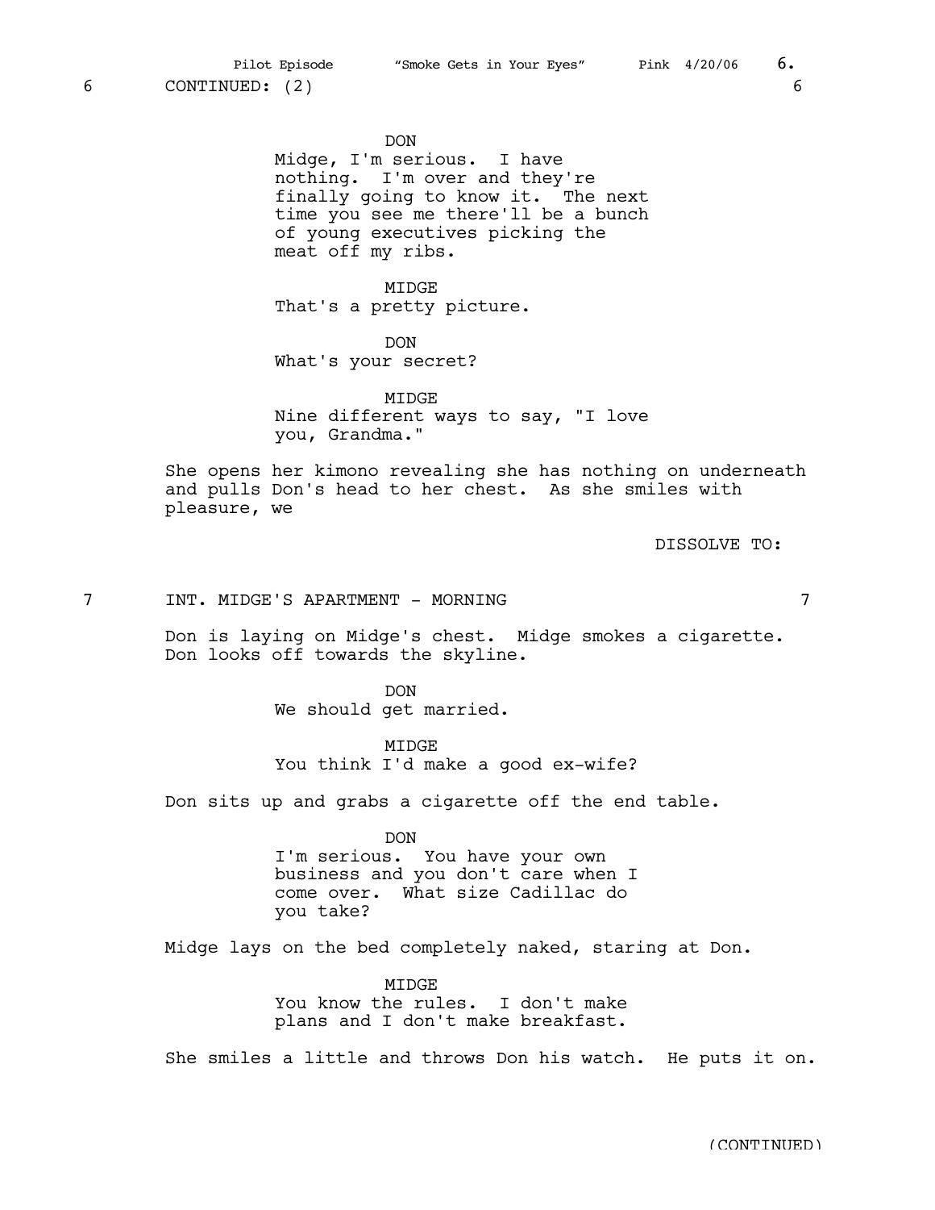6 CONTINUED: (2) 6

DON
Midge, I'm serious. I have nothing. I'm over and they're finally going to know it. The next time you see me there'll be a bunch of young executives picking the meat off my ribs.

MIDGE
That's a pretty picture.

DON
What's your secret?

MIDGE
Nine different ways to say, "I love you, Grandma."

She opens her kimono revealing she has nothing on underneath and pulls Don's head to her chest. As she smiles with pleasure, we

DISSOLVE TO:

7 INT. MIDGE'S APARTMENT - MORNING 7

Don is laying on Midge's chest. Midge smokes a cigarette. Don looks off towards the skyline.

DON
We should get married.

MIDGE
You think I'd make a good ex-wife?

Don sits up and grabs a cigarette off the end table.

DON
I'm serious. You have your own business and you don't care when I come over. What size Cadillac do you take?

Midge lays on the bed completely naked, staring at Don.

MIDGE
You know the rules. I don't make plans and I don't make breakfast.

She smiles a little and throws Don his watch. He puts it on.

(CONTINUED)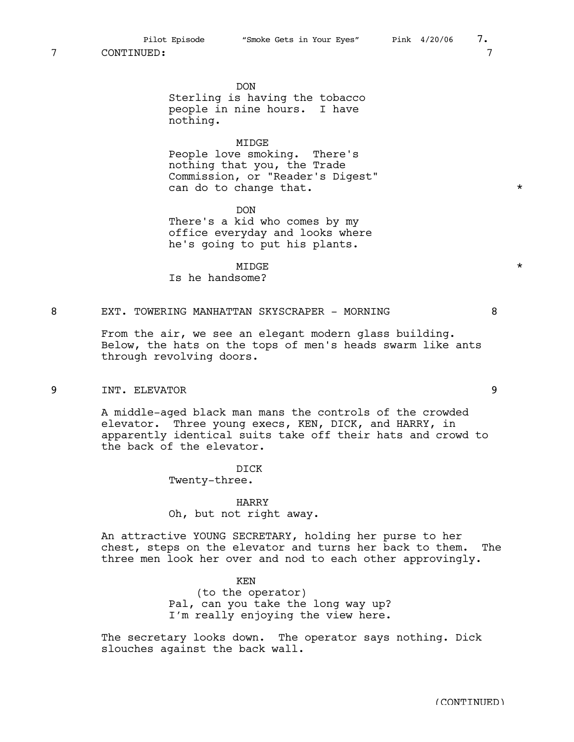7 CONTINUED: 7

DON
Sterling is having the tobacco people in nine hours. I have nothing.

MIDGE
People love smoking. There's nothing that you, the Trade Commission, or "Reader's Digest" can do to change that. *

DON
There's a kid who comes by my office everyday and looks where he's going to put his plants.

MIDGE *
Is he handsome?

8 EXT. TOWERING MANHATTAN SKYSCRAPER - MORNING 8

From the air, we see an elegant modern glass building. Below, the hats on the tops of men's heads swarm like ants through revolving doors.

9 INT. ELEVATOR 9

A middle-aged black man mans the controls of the crowded elevator. Three young execs, KEN, DICK, and HARRY, in apparently identical suits take off their hats and crowd to the back of the elevator.

DICK
Twenty-three.

HARRY
Oh, but not right away.

An attractive YOUNG SECRETARY, holding her purse to her chest, steps on the elevator and turns her back to them. The three men look her over and nod to each other approvingly.

KEN
(to the operator)
Pal, can you take the long way up? I'm really enjoying the view here.

The secretary looks down. The operator says nothing. Dick slouches against the back wall.

(CONTINUED)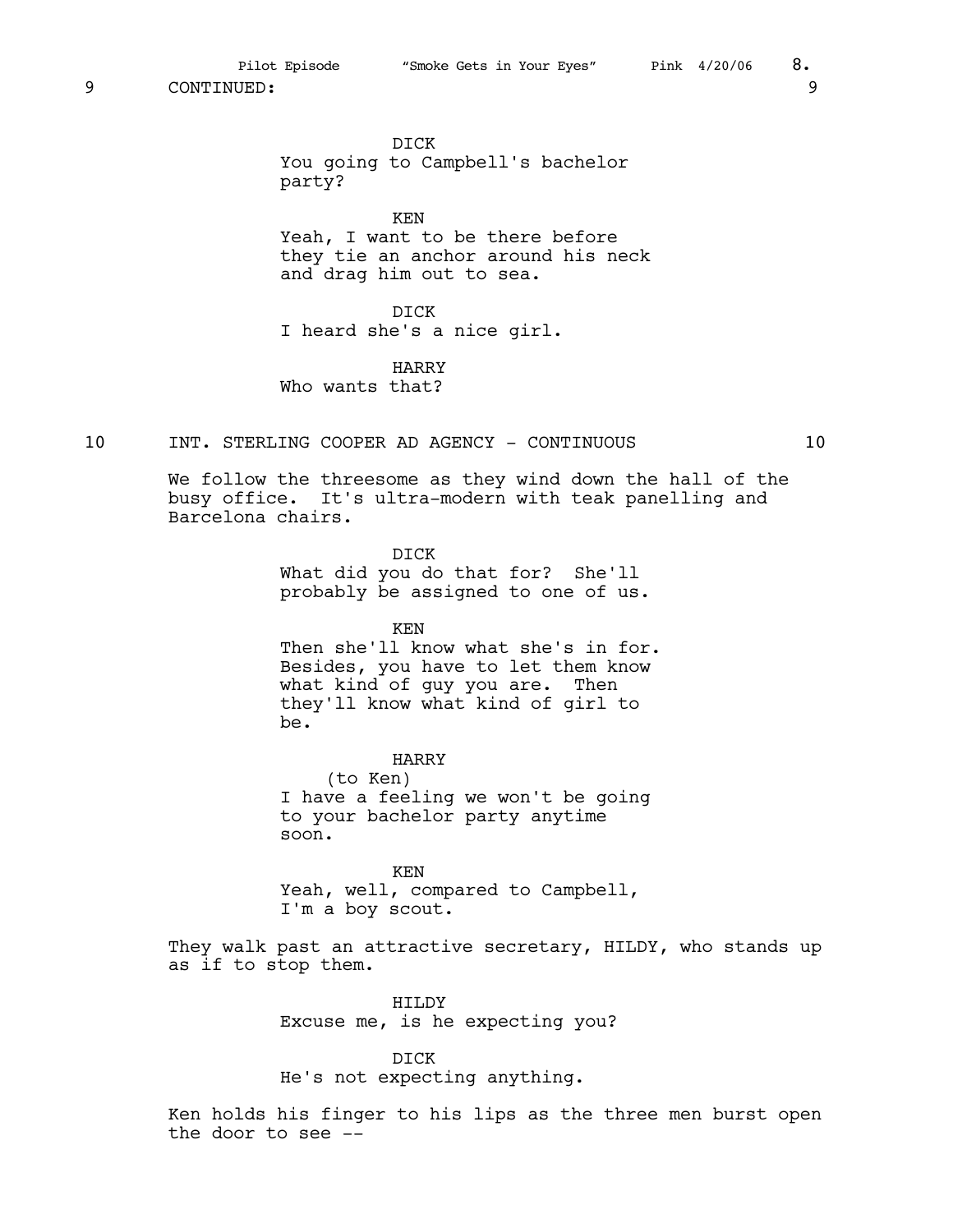9 CONTINUED: 9

DICK
You going to Campbell's bachelor party?

KEN
Yeah, I want to be there before they tie an anchor around his neck and drag him out to sea.

DICK
I heard she's a nice girl.

HARRY
Who wants that?

10 INT. STERLING COOPER AD AGENCY - CONTINUOUS 10

We follow the threesome as they wind down the hall of the busy office. It's ultra-modern with teak panelling and Barcelona chairs.

DICK
What did you do that for? She'll probably be assigned to one of us.

KEN
Then she'll know what she's in for. Besides, you have to let them know what kind of guy you are. Then they'll know what kind of girl to be.

HARRY
(to Ken)
I have a feeling we won't be going to your bachelor party anytime soon.

KEN
Yeah, well, compared to Campbell, I'm a boy scout.

They walk past an attractive secretary, HILDY, who stands up as if to stop them.

HILDY
Excuse me, is he expecting you?

DICK
He's not expecting anything.

Ken holds his finger to his lips as the three men burst open the door to see --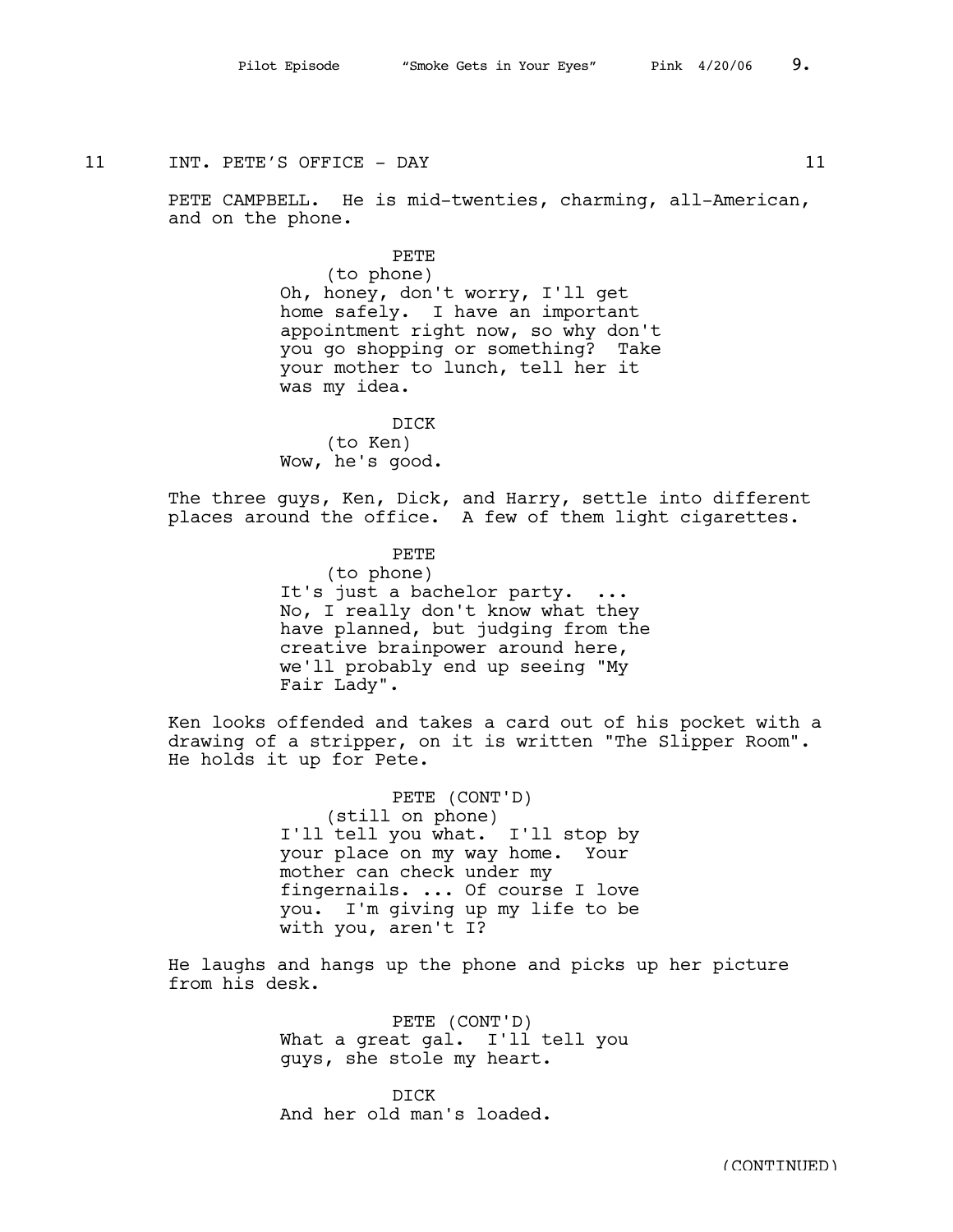11 INT. PETE'S OFFICE - DAY 11

PETE CAMPBELL. He is mid-twenties, charming, all-American, and on the phone.

PETE
(to phone)
Oh, honey, don't worry, I'll get home safely. I have an important appointment right now, so why don't you go shopping or something? Take your mother to lunch, tell her it was my idea.

DICK
(to Ken)
Wow, he's good.

The three guys, Ken, Dick, and Harry, settle into different places around the office. A few of them light cigarettes.

PETE
(to phone)
It's just a bachelor party. ... No, I really don't know what they have planned, but judging from the creative brainpower around here, we'll probably end up seeing "My Fair Lady".

Ken looks offended and takes a card out of his pocket with a drawing of a stripper, on it is written "The Slipper Room". He holds it up for Pete.

PETE (CONT'D)
(still on phone)
I'll tell you what. I'll stop by your place on my way home. Your mother can check under my fingernails. ... Of course I love you. I'm giving up my life to be with you, aren't I?

He laughs and hangs up the phone and picks up her picture from his desk.

PETE (CONT'D)
What a great gal. I'll tell you guys, she stole my heart.

DICK
And her old man's loaded.

(CONTINUED)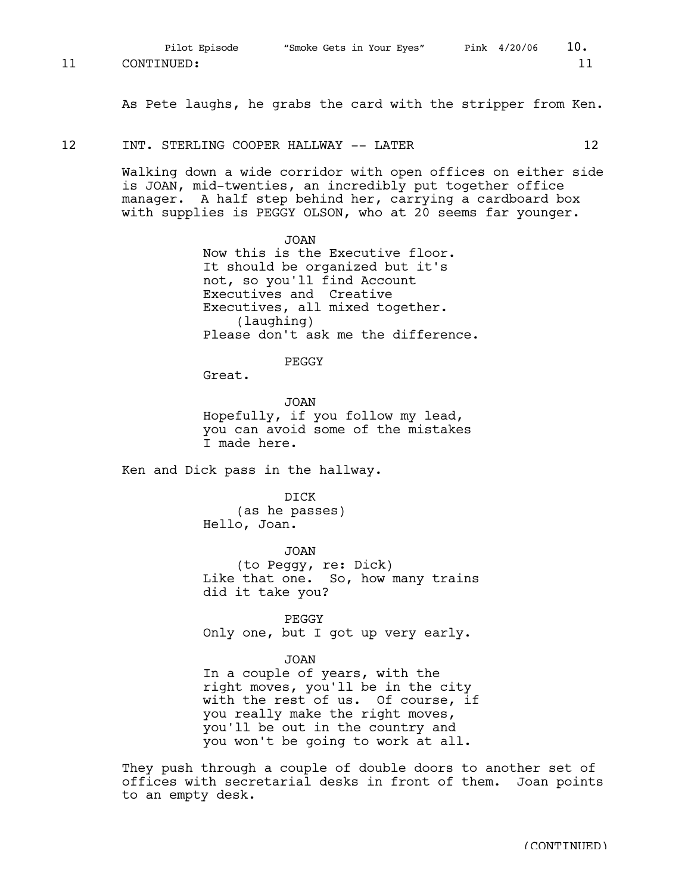11 CONTINUED: 11

As Pete laughs, he grabs the card with the stripper from Ken.

12 INT. STERLING COOPER HALLWAY -- LATER 12

Walking down a wide corridor with open offices on either side is JOAN, mid-twenties, an incredibly put together office manager. A half step behind her, carrying a cardboard box with supplies is PEGGY OLSON, who at 20 seems far younger.

JOAN
Now this is the Executive floor. It should be organized but it's not, so you'll find Account Executives and Creative Executives, all mixed together.
(laughing)
Please don't ask me the difference.

PEGGY
Great.

JOAN
Hopefully, if you follow my lead, you can avoid some of the mistakes I made here.

Ken and Dick pass in the hallway.

DICK
(as he passes)
Hello, Joan.

JOAN
(to Peggy, re: Dick)
Like that one. So, how many trains did it take you?

PEGGY
Only one, but I got up very early.

JOAN
In a couple of years, with the right moves, you'll be in the city with the rest of us. Of course, if you really make the right moves, you'll be out in the country and you won't be going to work at all.

They push through a couple of double doors to another set of offices with secretarial desks in front of them. Joan points to an empty desk.

(CONTINUED)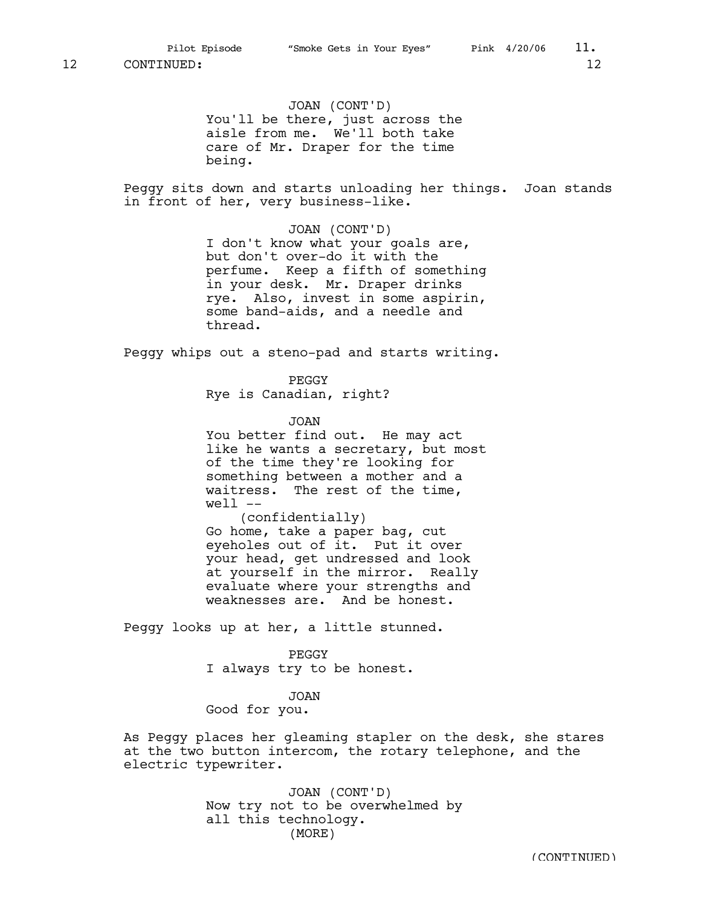12 CONTINUED: 12

JOAN (CONT'D)
You'll be there, just across the aisle from me. We'll both take care of Mr. Draper for the time being.

Peggy sits down and starts unloading her things. Joan stands in front of her, very business-like.

JOAN (CONT'D)
I don't know what your goals are, but don't over-do it with the perfume. Keep a fifth of something in your desk. Mr. Draper drinks rye. Also, invest in some aspirin, some band-aids, and a needle and thread.

Peggy whips out a steno-pad and starts writing.

PEGGY
Rye is Canadian, right?

JOAN
You better find out. He may act like he wants a secretary, but most of the time they're looking for something between a mother and a waitress. The rest of the time, well --
(confidentially)
Go home, take a paper bag, cut eyeholes out of it. Put it over your head, get undressed and look at yourself in the mirror. Really evaluate where your strengths and weaknesses are. And be honest.

Peggy looks up at her, a little stunned.

PEGGY
I always try to be honest.

JOAN
Good for you.

As Peggy places her gleaming stapler on the desk, she stares at the two button intercom, the rotary telephone, and the electric typewriter.

JOAN (CONT'D)
Now try not to be overwhelmed by all this technology.
(MORE)

(CONTINUED)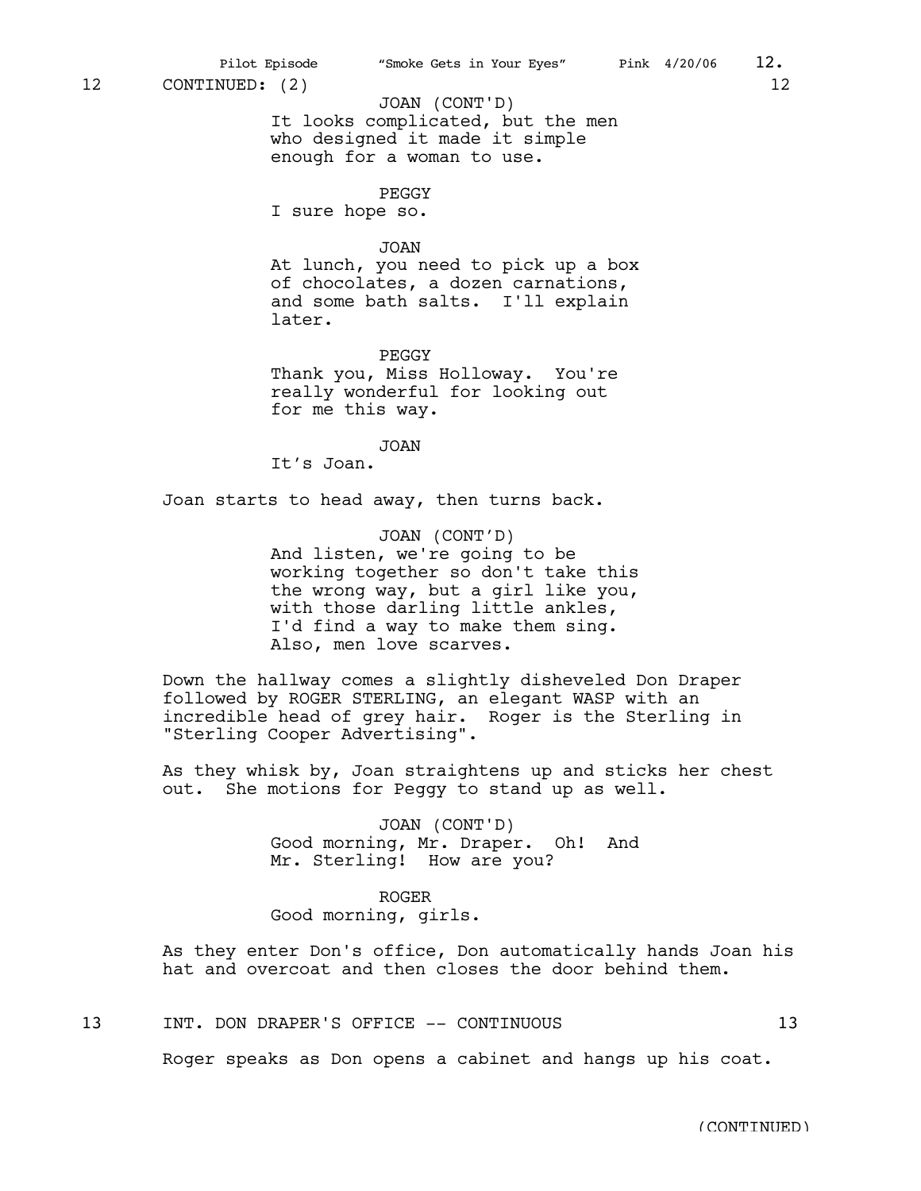12 CONTINUED: (2) 12

JOAN (CONT'D)
It looks complicated, but the men who designed it made it simple enough for a woman to use.

PEGGY
I sure hope so.

JOAN
At lunch, you need to pick up a box of chocolates, a dozen carnations, and some bath salts. I'll explain later.

PEGGY
Thank you, Miss Holloway. You're really wonderful for looking out for me this way.

JOAN
It's Joan.

Joan starts to head away, then turns back.

JOAN (CONT'D)
And listen, we're going to be working together so don't take this the wrong way, but a girl like you, with those darling little ankles, I'd find a way to make them sing. Also, men love scarves.

Down the hallway comes a slightly disheveled Don Draper followed by ROGER STERLING, an elegant WASP with an incredible head of grey hair. Roger is the Sterling in "Sterling Cooper Advertising".

As they whisk by, Joan straightens up and sticks her chest out. She motions for Peggy to stand up as well.

JOAN (CONT'D)
Good morning, Mr. Draper. Oh! And Mr. Sterling! How are you?

ROGER
Good morning, girls.

As they enter Don's office, Don automatically hands Joan his hat and overcoat and then closes the door behind them.

13 INT. DON DRAPER'S OFFICE -- CONTINUOUS 13

Roger speaks as Don opens a cabinet and hangs up his coat.

(CONTINUED)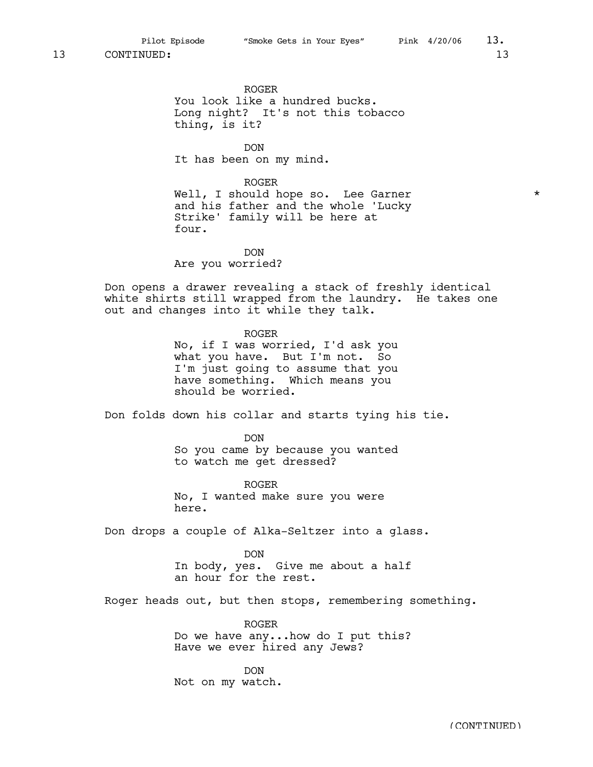13 CONTINUED: 13

ROGER
You look like a hundred bucks. Long night? It's not this tobacco thing, is it?

DON
It has been on my mind.

ROGER
Well, I should hope so. Lee Garner and his father and the whole 'Lucky Strike' family will be here at four. *

DON
Are you worried?

Don opens a drawer revealing a stack of freshly identical white shirts still wrapped from the laundry. He takes one out and changes into it while they talk.

ROGER
No, if I was worried, I'd ask you what you have. But I'm not. So I'm just going to assume that you have something. Which means you should be worried.

Don folds down his collar and starts tying his tie.

DON
So you came by because you wanted to watch me get dressed?

ROGER
No, I wanted make sure you were here.

Don drops a couple of Alka-Seltzer into a glass.

DON
In body, yes. Give me about a half an hour for the rest.

Roger heads out, but then stops, remembering something.

ROGER
Do we have any...how do I put this? Have we ever hired any Jews?

DON
Not on my watch.

(CONTINUED)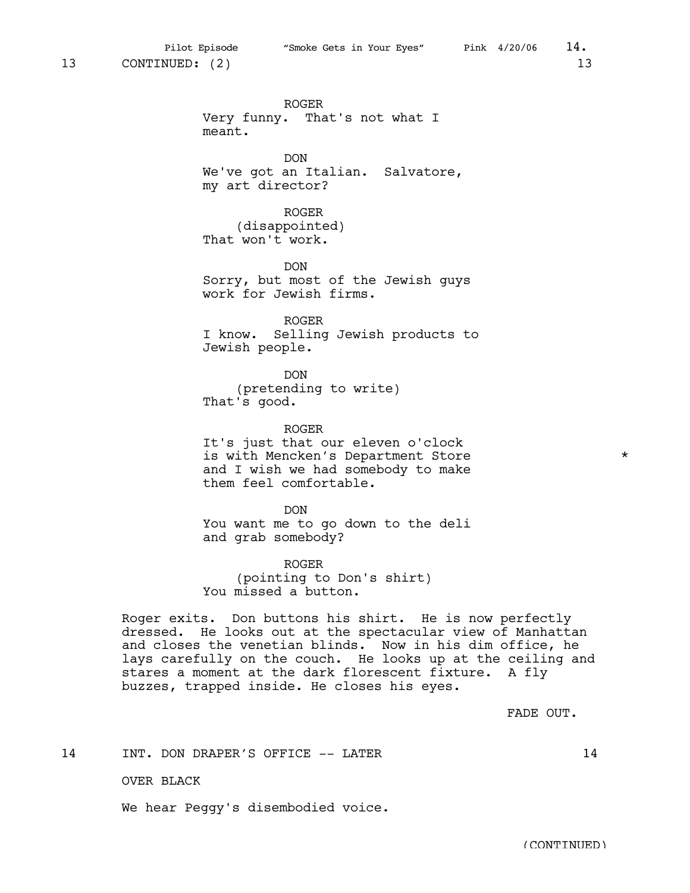13 CONTINUED: (2) 13

ROGER
Very funny. That's not what I meant.

DON
We've got an Italian. Salvatore, my art director?

ROGER
(disappointed)
That won't work.

DON
Sorry, but most of the Jewish guys work for Jewish firms.

ROGER
I know. Selling Jewish products to Jewish people.

DON
(pretending to write)
That's good.

ROGER
It's just that our eleven o'clock is with Mencken's Department Store and I wish we had somebody to make them feel comfortable. *

DON
You want me to go down to the deli and grab somebody?

ROGER
(pointing to Don's shirt)
You missed a button.

Roger exits. Don buttons his shirt. He is now perfectly dressed. He looks out at the spectacular view of Manhattan and closes the venetian blinds. Now in his dim office, he lays carefully on the couch. He looks up at the ceiling and stares a moment at the dark florescent fixture. A fly buzzes, trapped inside. He closes his eyes.

FADE OUT.

14 INT. DON DRAPER'S OFFICE -- LATER 14

OVER BLACK

We hear Peggy's disembodied voice.

(CONTINUED)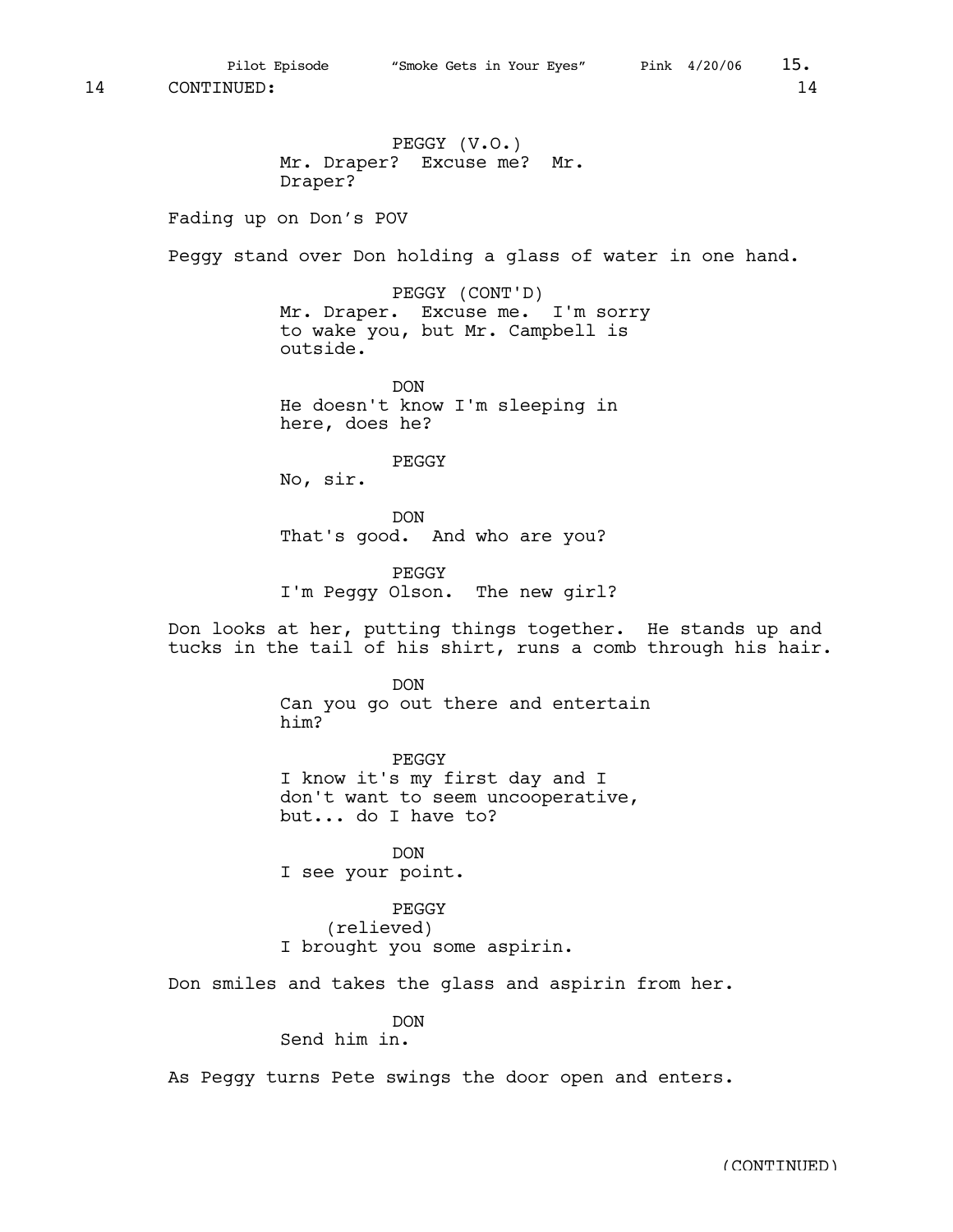14 CONTINUED: 14

PEGGY (V.O.)
Mr. Draper? Excuse me? Mr. Draper?

Fading up on Don's POV

Peggy stand over Don holding a glass of water in one hand.

PEGGY (CONT'D)
Mr. Draper. Excuse me. I'm sorry to wake you, but Mr. Campbell is outside.

DON
He doesn't know I'm sleeping in here, does he?

PEGGY
No, sir.

DON
That's good. And who are you?

PEGGY
I'm Peggy Olson. The new girl?

Don looks at her, putting things together. He stands up and tucks in the tail of his shirt, runs a comb through his hair.

DON
Can you go out there and entertain him?

PEGGY
I know it's my first day and I don't want to seem uncooperative, but... do I have to?

DON
I see your point.

PEGGY
(relieved)
I brought you some aspirin.

Don smiles and takes the glass and aspirin from her.

DON
Send him in.

As Peggy turns Pete swings the door open and enters.

(CONTINUED)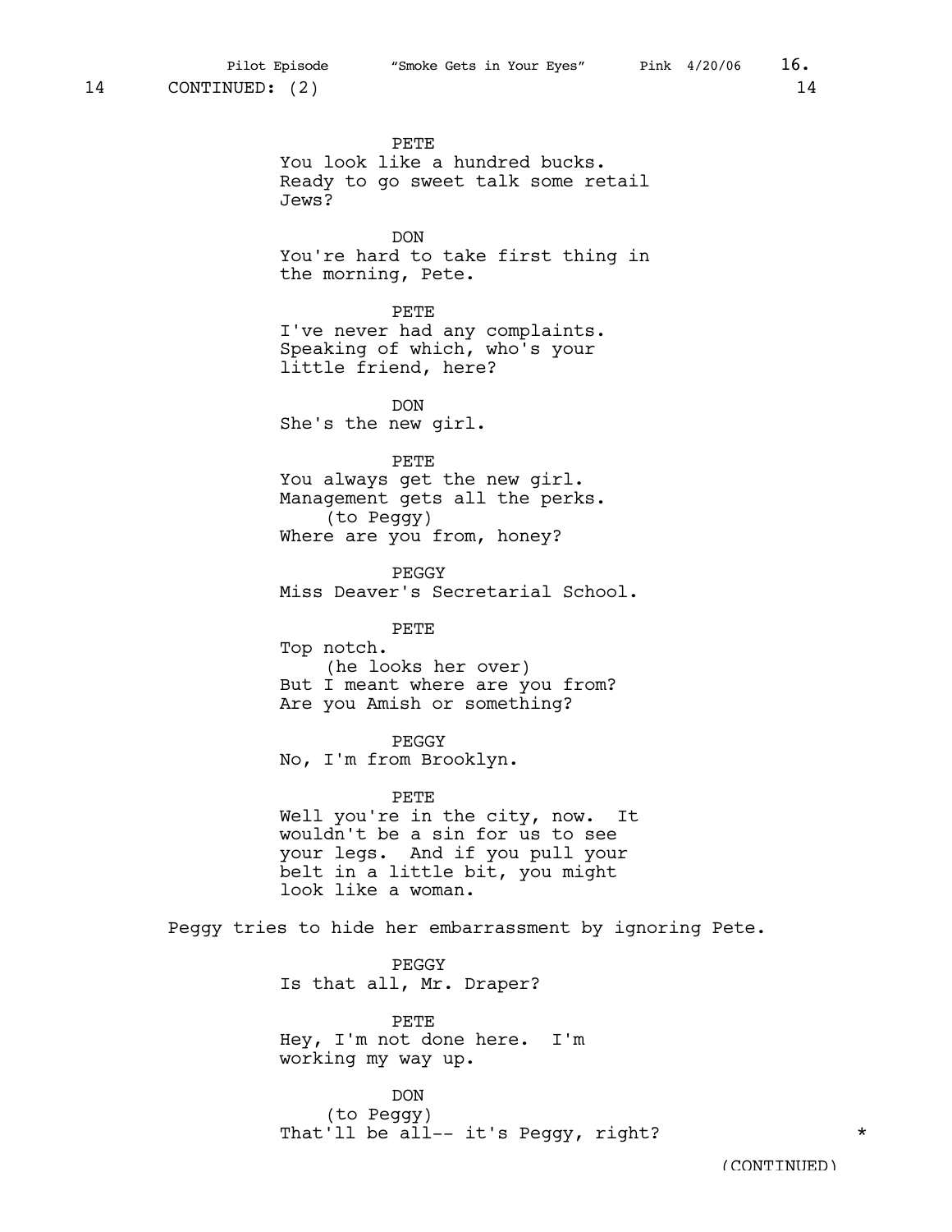14 CONTINUED: (2) 14

PETE
You look like a hundred bucks.
Ready to go sweet talk some retail
Jews?

DON
You're hard to take first thing in
the morning, Pete.

PETE
I've never had any complaints.
Speaking of which, who's your
little friend, here?

DON
She's the new girl.

PETE
You always get the new girl.
Management gets all the perks.
(to Peggy)
Where are you from, honey?

PEGGY
Miss Deaver's Secretarial School.

PETE
Top notch.
(he looks her over)
But I meant where are you from?
Are you Amish or something?

PEGGY
No, I'm from Brooklyn.

PETE
Well you're in the city, now. It
wouldn't be a sin for us to see
your legs. And if you pull your
belt in a little bit, you might
look like a woman.

Peggy tries to hide her embarrassment by ignoring Pete.

PEGGY
Is that all, Mr. Draper?

PETE
Hey, I'm not done here. I'm
working my way up.

DON
(to Peggy)
That'll be all-- it's Peggy, right? *

(CONTINUED)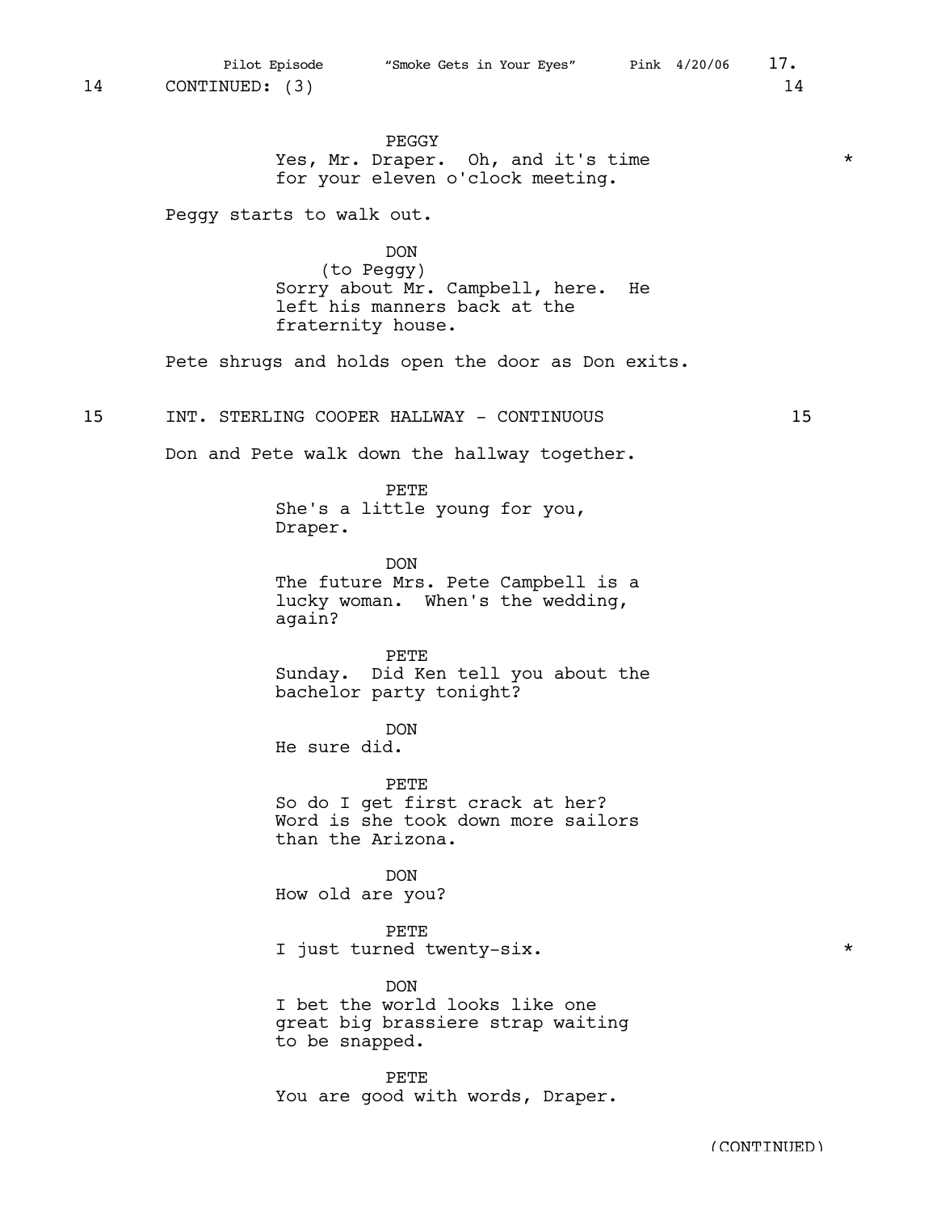14 CONTINUED: (3) 14

PEGGY
Yes, Mr. Draper. Oh, and it's time for your eleven o'clock meeting. *

Peggy starts to walk out.

DON
(to Peggy)
Sorry about Mr. Campbell, here. He left his manners back at the fraternity house.

Pete shrugs and holds open the door as Don exits.

15 INT. STERLING COOPER HALLWAY - CONTINUOUS 15

Don and Pete walk down the hallway together.

PETE
She's a little young for you, Draper.

DON
The future Mrs. Pete Campbell is a lucky woman. When's the wedding, again?

PETE
Sunday. Did Ken tell you about the bachelor party tonight?

DON
He sure did.

PETE
So do I get first crack at her? Word is she took down more sailors than the Arizona.

DON
How old are you?

PETE
I just turned twenty-six. *

DON
I bet the world looks like one great big brassiere strap waiting to be snapped.

PETE
You are good with words, Draper.

(CONTINUED)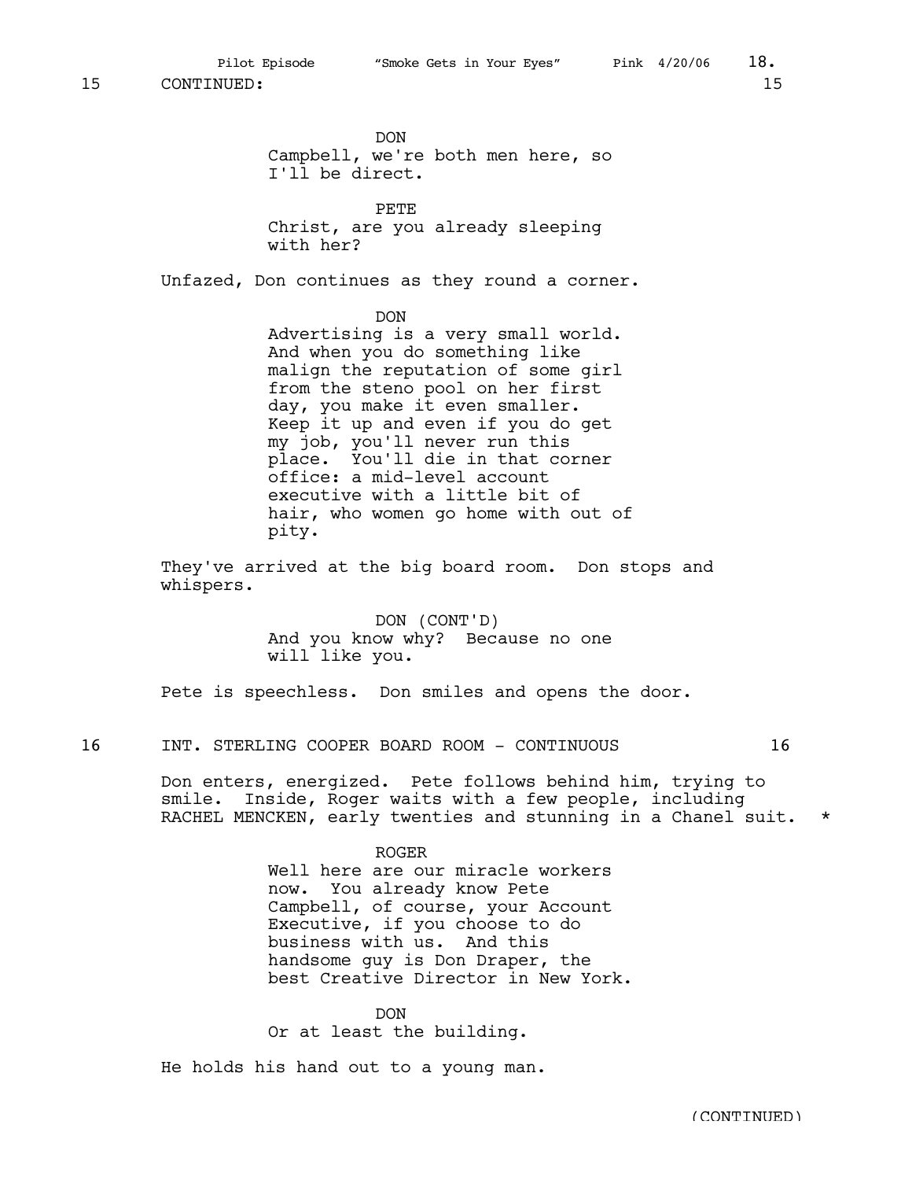15 CONTINUED: 15

DON
Campbell, we're both men here, so I'll be direct.

PETE
Christ, are you already sleeping with her?

Unfazed, Don continues as they round a corner.

DON
Advertising is a very small world. And when you do something like malign the reputation of some girl from the steno pool on her first day, you make it even smaller. Keep it up and even if you do get my job, you'll never run this place. You'll die in that corner office: a mid-level account executive with a little bit of hair, who women go home with out of pity.

They've arrived at the big board room. Don stops and whispers.

DON (CONT'D)
And you know why? Because no one will like you.

Pete is speechless. Don smiles and opens the door.

16 INT. STERLING COOPER BOARD ROOM - CONTINUOUS 16

Don enters, energized. Pete follows behind him, trying to smile. Inside, Roger waits with a few people, including RACHEL MENCKEN, early twenties and stunning in a Chanel suit. *

ROGER
Well here are our miracle workers now. You already know Pete Campbell, of course, your Account Executive, if you choose to do business with us. And this handsome guy is Don Draper, the best Creative Director in New York.

DON
Or at least the building.

He holds his hand out to a young man.

(CONTINUED)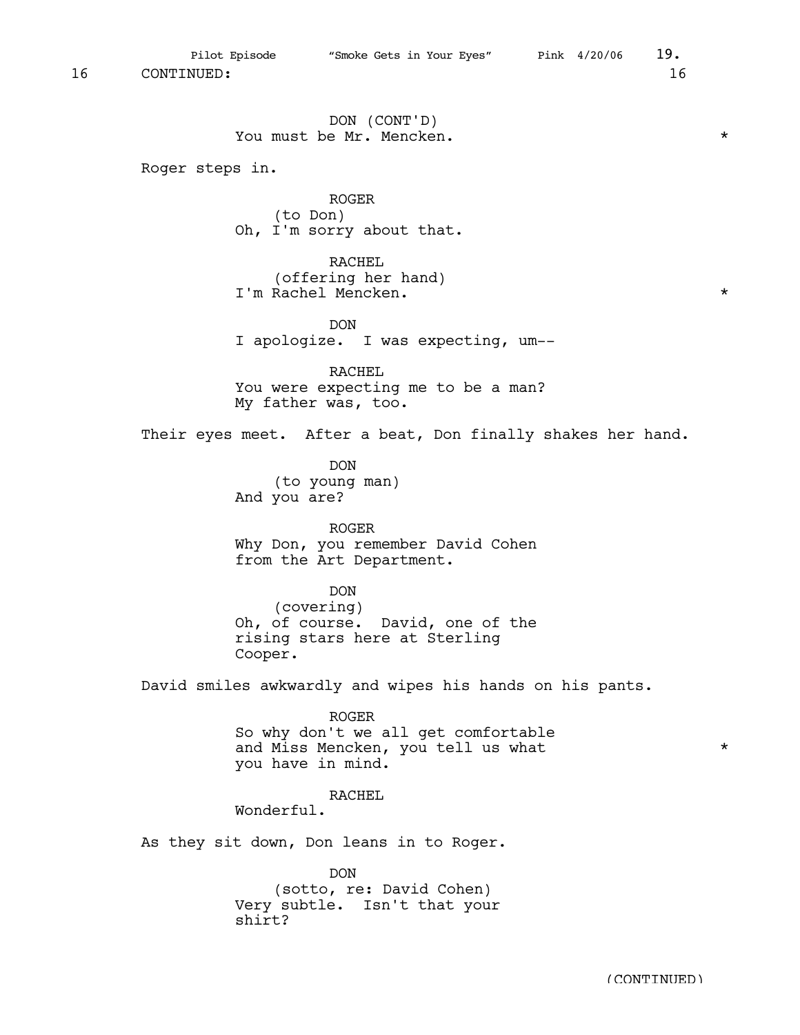16 CONTINUED: 16

DON (CONT'D)
You must be Mr. Mencken. *

Roger steps in.

ROGER
(to Don)
Oh, I'm sorry about that.

RACHEL
(offering her hand)
I'm Rachel Mencken. *

DON
I apologize. I was expecting, um--

RACHEL
You were expecting me to be a man?
My father was, too.

Their eyes meet. After a beat, Don finally shakes her hand.

DON
(to young man)
And you are?

ROGER
Why Don, you remember David Cohen
from the Art Department.

DON
(covering)
Oh, of course. David, one of the
rising stars here at Sterling
Cooper.

David smiles awkwardly and wipes his hands on his pants.

ROGER
So why don't we all get comfortable
and Miss Mencken, you tell us what *
you have in mind.

RACHEL
Wonderful.

As they sit down, Don leans in to Roger.

DON
(sotto, re: David Cohen)
Very subtle. Isn't that your
shirt?

(CONTINUED)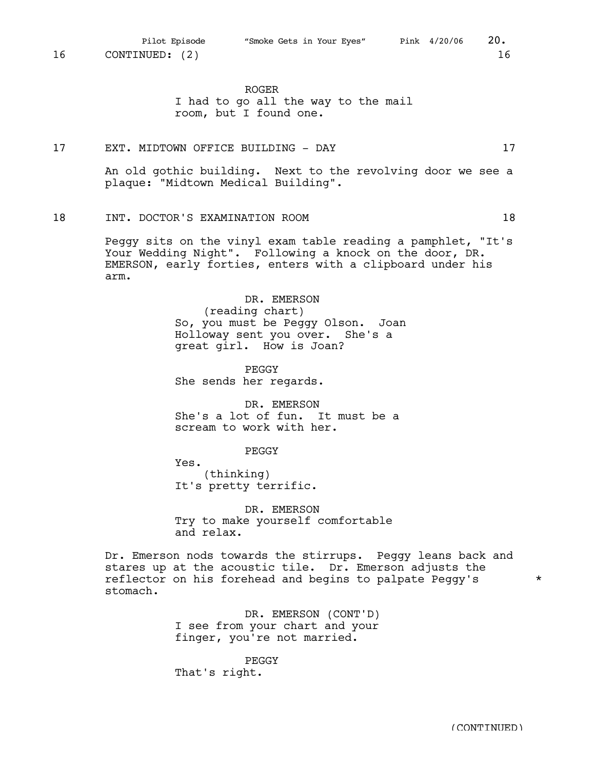16 CONTINUED: (2) 16

ROGER
I had to go all the way to the mail room, but I found one.

17 EXT. MIDTOWN OFFICE BUILDING - DAY 17

An old gothic building. Next to the revolving door we see a plaque: "Midtown Medical Building".

18 INT. DOCTOR'S EXAMINATION ROOM 18

Peggy sits on the vinyl exam table reading a pamphlet, "It's Your Wedding Night". Following a knock on the door, DR. EMERSON, early forties, enters with a clipboard under his arm.

DR. EMERSON
(reading chart)
So, you must be Peggy Olson. Joan Holloway sent you over. She's a great girl. How is Joan?

PEGGY
She sends her regards.

DR. EMERSON
She's a lot of fun. It must be a scream to work with her.

PEGGY
Yes.
(thinking)
It's pretty terrific.

DR. EMERSON
Try to make yourself comfortable and relax.

Dr. Emerson nods towards the stirrups. Peggy leans back and stares up at the acoustic tile. Dr. Emerson adjusts the reflector on his forehead and begins to palpate Peggy's stomach. *

DR. EMERSON (CONT'D)
I see from your chart and your finger, you're not married.

PEGGY
That's right.

(CONTINUED)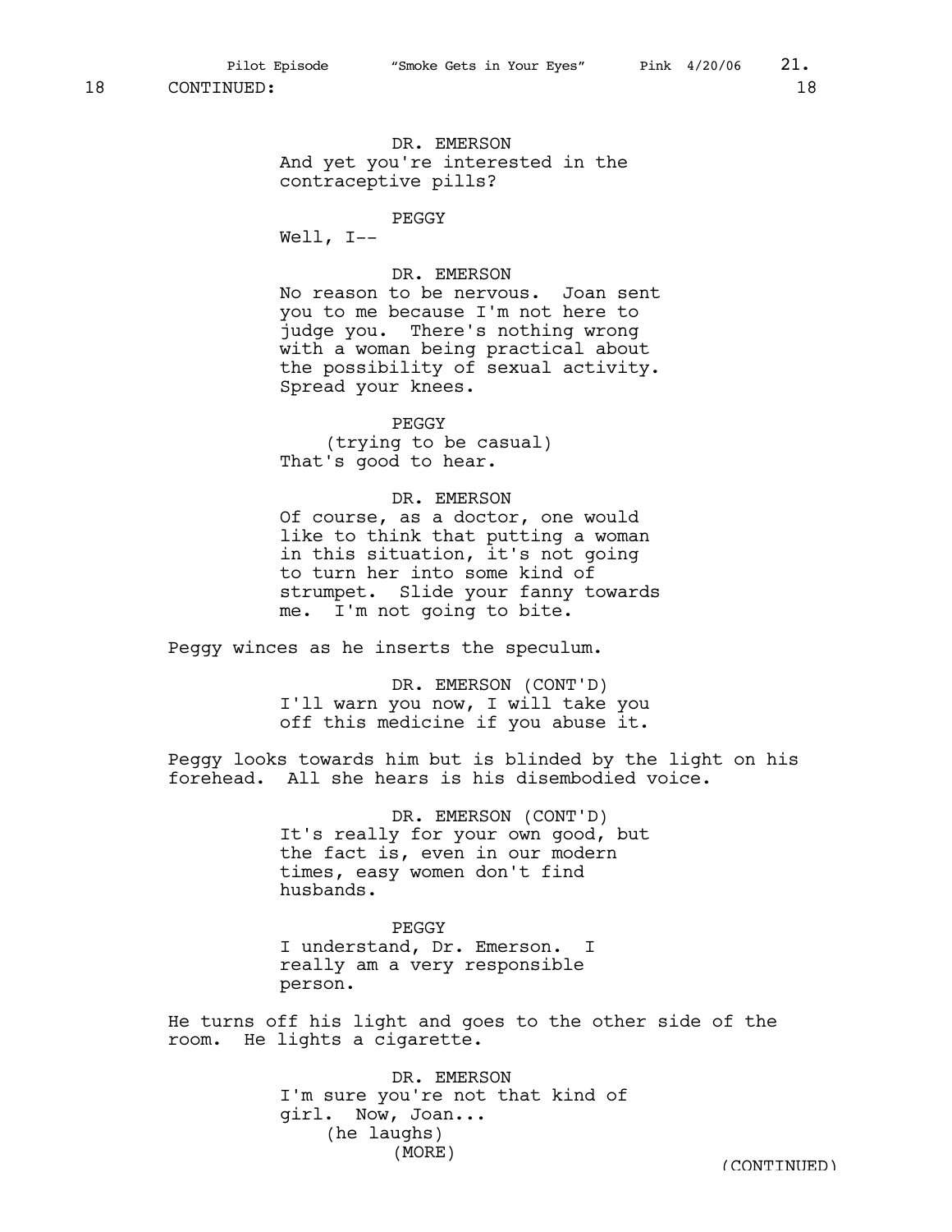18 CONTINUED: 18

DR. EMERSON
And yet you're interested in the contraceptive pills?

PEGGY
Well, I--

DR. EMERSON
No reason to be nervous. Joan sent you to me because I'm not here to judge you. There's nothing wrong with a woman being practical about the possibility of sexual activity. Spread your knees.

PEGGY
(trying to be casual)
That's good to hear.

DR. EMERSON
Of course, as a doctor, one would like to think that putting a woman in this situation, it's not going to turn her into some kind of strumpet. Slide your fanny towards me. I'm not going to bite.

Peggy winces as he inserts the speculum.

DR. EMERSON (CONT'D)
I'll warn you now, I will take you off this medicine if you abuse it.

Peggy looks towards him but is blinded by the light on his forehead. All she hears is his disembodied voice.

DR. EMERSON (CONT'D)
It's really for your own good, but the fact is, even in our modern times, easy women don't find husbands.

PEGGY
I understand, Dr. Emerson. I really am a very responsible person.

He turns off his light and goes to the other side of the room. He lights a cigarette.

DR. EMERSON
I'm sure you're not that kind of girl. Now, Joan...
(he laughs)
(MORE)

(CONTINUED)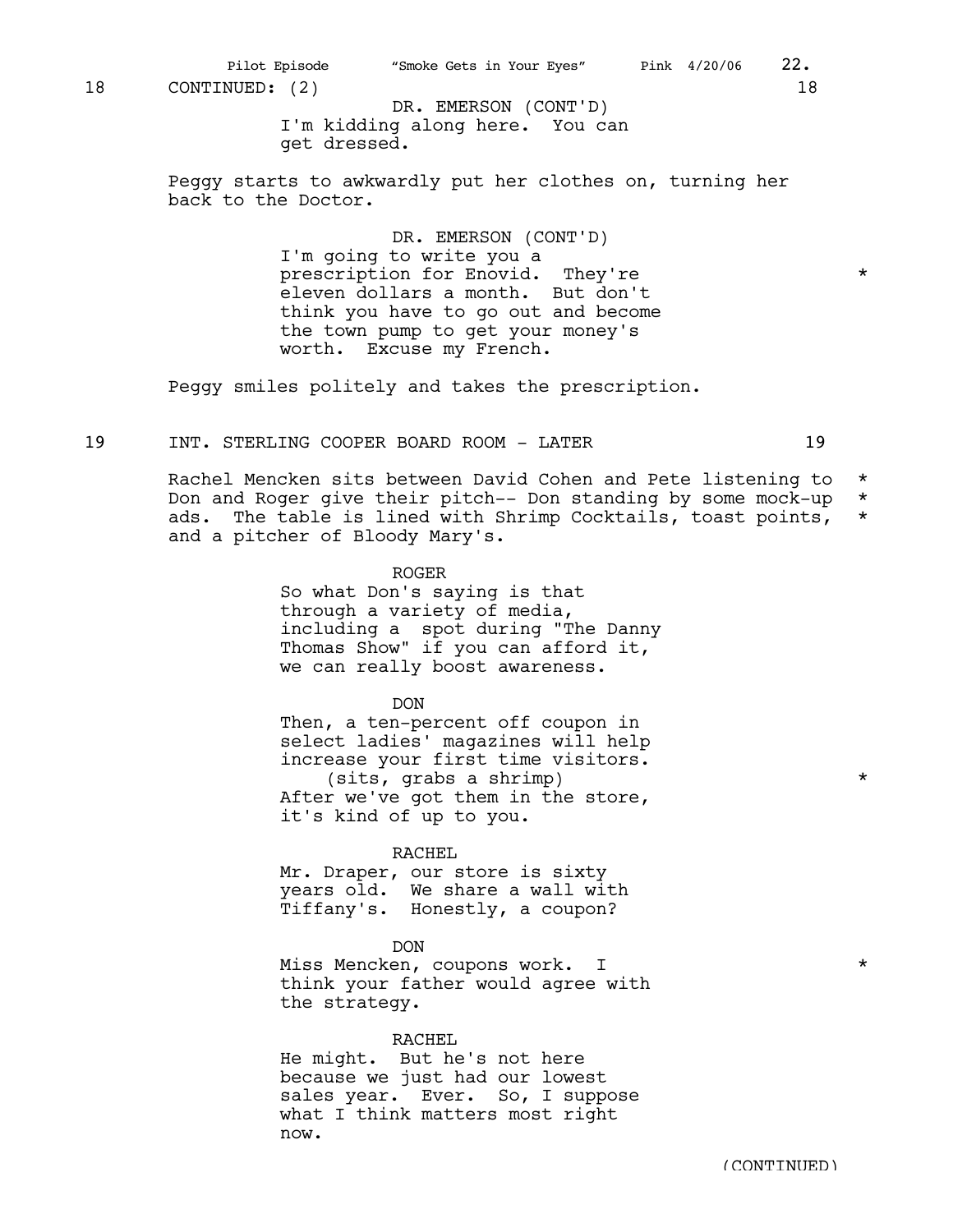18 CONTINUED: (2) 18

DR. EMERSON (CONT'D)
I'm kidding along here. You can get dressed.

Peggy starts to awkwardly put her clothes on, turning her back to the Doctor.

DR. EMERSON (CONT'D)
I'm going to write you a prescription for Enovid. They're eleven dollars a month. But don't think you have to go out and become the town pump to get your money's worth. Excuse my French. *

Peggy smiles politely and takes the prescription.

19 INT. STERLING COOPER BOARD ROOM - LATER 19

Rachel Mencken sits between David Cohen and Pete listening to Don and Roger give their pitch-- Don standing by some mock-up ads. The table is lined with Shrimp Cocktails, toast points, and a pitcher of Bloody Mary's. *

ROGER
So what Don's saying is that through a variety of media, including a spot during "The Danny Thomas Show" if you can afford it, we can really boost awareness.

DON
Then, a ten-percent off coupon in select ladies' magazines will help increase your first time visitors.
(sits, grabs a shrimp) *
After we've got them in the store, it's kind of up to you.

RACHEL
Mr. Draper, our store is sixty years old. We share a wall with Tiffany's. Honestly, a coupon?

DON
Miss Mencken, coupons work. I think your father would agree with the strategy. *

RACHEL
He might. But he's not here because we just had our lowest sales year. Ever. So, I suppose what I think matters most right now.

(CONTINUED)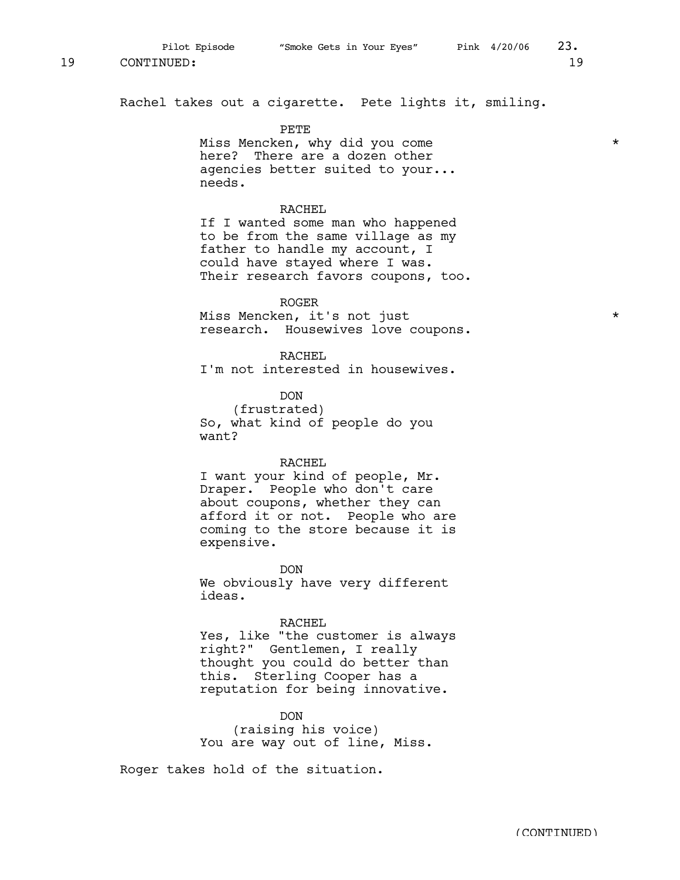19 CONTINUED: 19

Rachel takes out a cigarette. Pete lights it, smiling.

PETE
Miss Mencken, why did you come here? There are a dozen other agencies better suited to your... needs. *

RACHEL
If I wanted some man who happened to be from the same village as my father to handle my account, I could have stayed where I was. Their research favors coupons, too.

ROGER
Miss Mencken, it's not just research. Housewives love coupons. *

RACHEL
I'm not interested in housewives.

DON
(frustrated)
So, what kind of people do you want?

RACHEL
I want your kind of people, Mr. Draper. People who don't care about coupons, whether they can afford it or not. People who are coming to the store because it is expensive.

DON
We obviously have very different ideas.

RACHEL
Yes, like "the customer is always right?" Gentlemen, I really thought you could do better than this. Sterling Cooper has a reputation for being innovative.

DON
(raising his voice)
You are way out of line, Miss.

Roger takes hold of the situation.

(CONTINUED)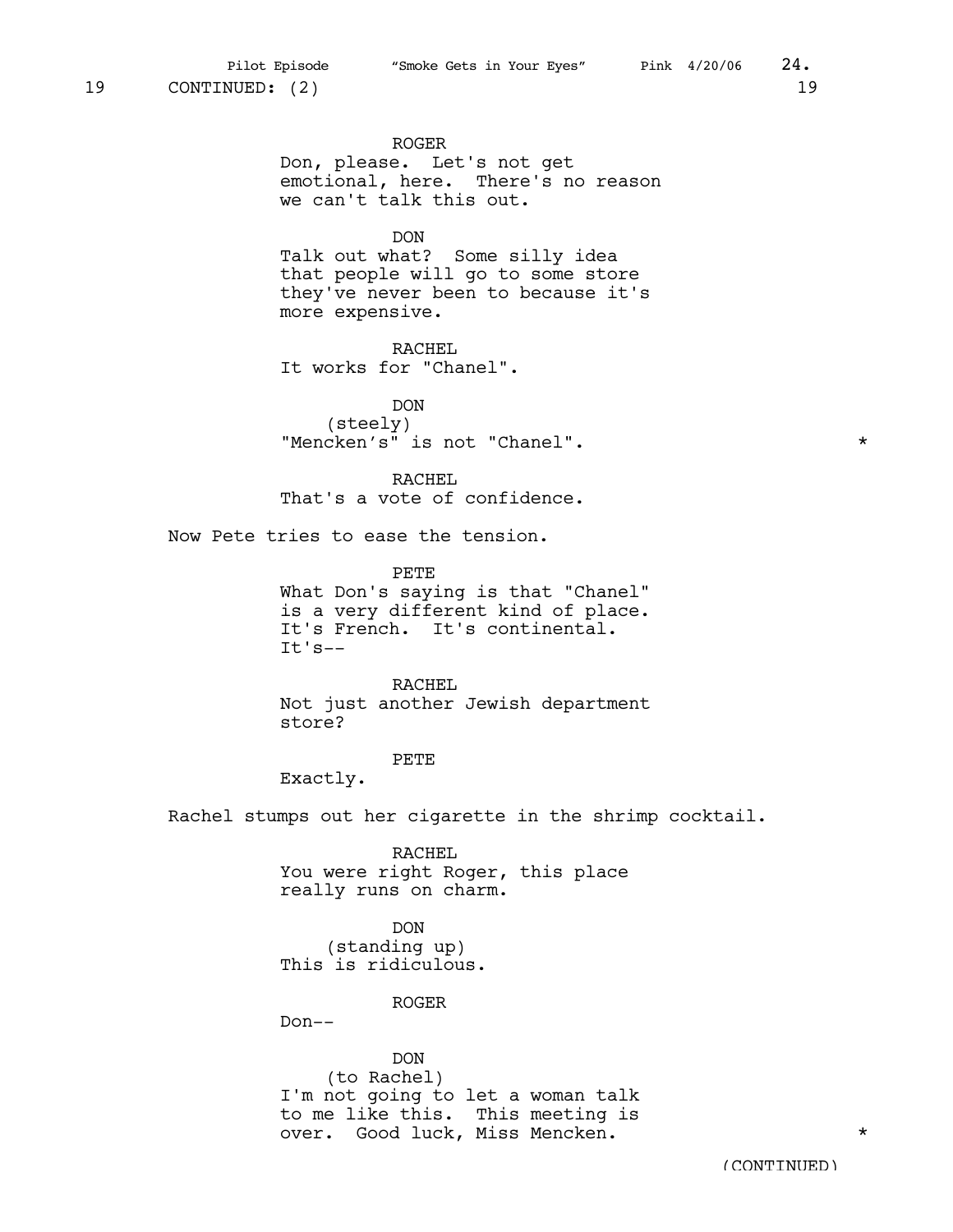19 CONTINUED: (2) 19

ROGER
Don, please. Let's not get emotional, here. There's no reason we can't talk this out.

DON
Talk out what? Some silly idea that people will go to some store they've never been to because it's more expensive.

RACHEL
It works for "Chanel".

DON
(steely)
"Mencken's" is not "Chanel". *

RACHEL
That's a vote of confidence.

Now Pete tries to ease the tension.

PETE
What Don's saying is that "Chanel" is a very different kind of place. It's French. It's continental. It's--

RACHEL
Not just another Jewish department store?

PETE
Exactly.

Rachel stumps out her cigarette in the shrimp cocktail.

RACHEL
You were right Roger, this place really runs on charm.

DON
(standing up)
This is ridiculous.

ROGER
Don--

DON
(to Rachel)
I'm not going to let a woman talk to me like this. This meeting is over. Good luck, Miss Mencken. *

(CONTINUED)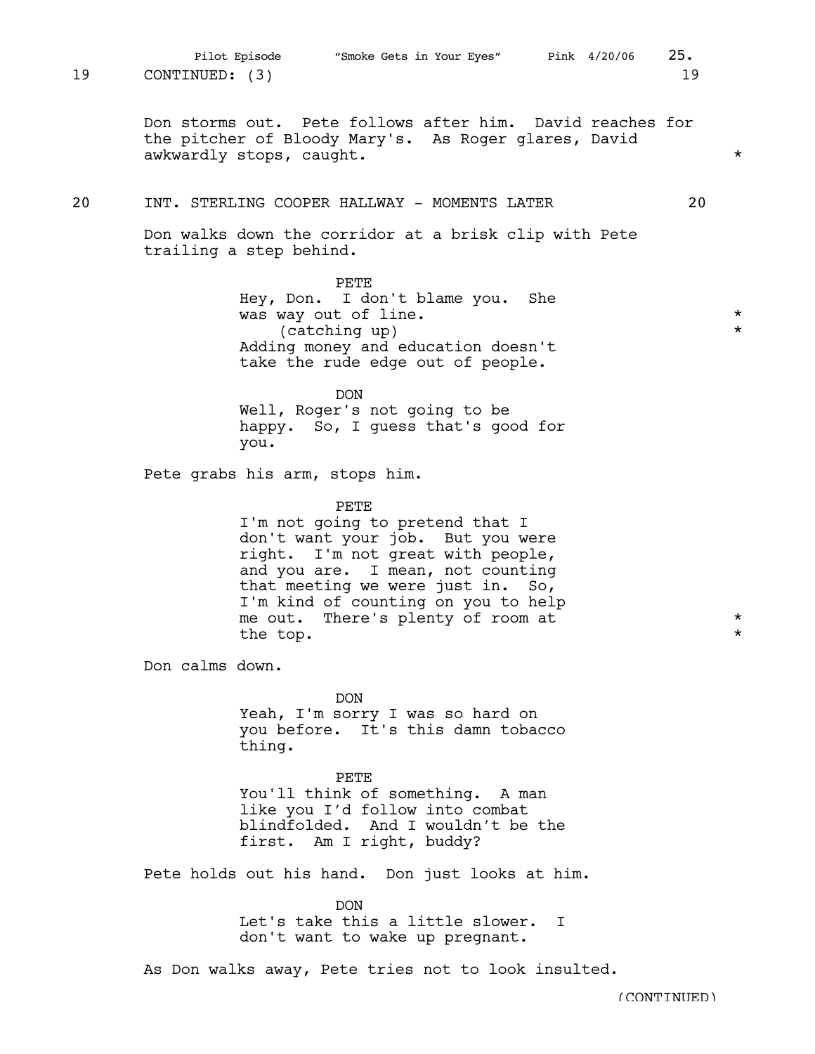19 CONTINUED: (3) 19

Don storms out. Pete follows after him. David reaches for the pitcher of Bloody Mary's. As Roger glares, David awkwardly stops, caught. *

20 INT. STERLING COOPER HALLWAY - MOMENTS LATER 20

Don walks down the corridor at a brisk clip with Pete trailing a step behind.

PETE
Hey, Don. I don't blame you. She was way out of line. *
(catching up) *
Adding money and education doesn't take the rude edge out of people.

DON
Well, Roger's not going to be happy. So, I guess that's good for you.

Pete grabs his arm, stops him.

PETE
I'm not going to pretend that I don't want your job. But you were right. I'm not great with people, and you are. I mean, not counting that meeting we were just in. So, I'm kind of counting on you to help me out. There's plenty of room at *
the top. *

Don calms down.

DON
Yeah, I'm sorry I was so hard on you before. It's this damn tobacco thing.

PETE
You'll think of something. A man like you I'd follow into combat blindfolded. And I wouldn't be the first. Am I right, buddy?

Pete holds out his hand. Don just looks at him.

DON
Let's take this a little slower. I don't want to wake up pregnant.

As Don walks away, Pete tries not to look insulted.

(CONTINUED)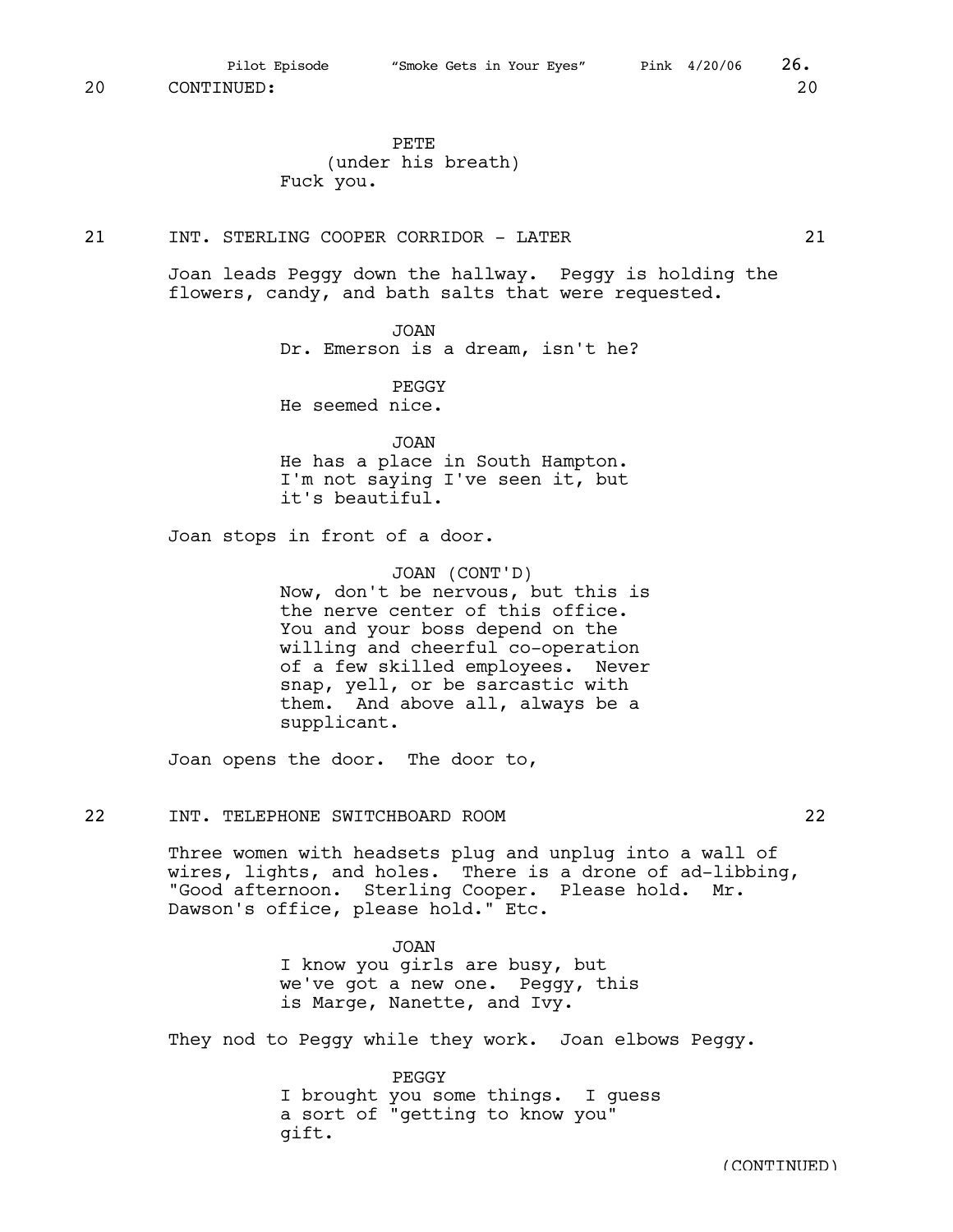20 CONTINUED: 20

PETE
(under his breath)
Fuck you.

21 INT. STERLING COOPER CORRIDOR - LATER 21

Joan leads Peggy down the hallway. Peggy is holding the flowers, candy, and bath salts that were requested.

JOAN
Dr. Emerson is a dream, isn't he?

PEGGY
He seemed nice.

JOAN
He has a place in South Hampton. I'm not saying I've seen it, but it's beautiful.

Joan stops in front of a door.

JOAN (CONT'D)
Now, don't be nervous, but this is the nerve center of this office. You and your boss depend on the willing and cheerful co-operation of a few skilled employees. Never snap, yell, or be sarcastic with them. And above all, always be a supplicant.

Joan opens the door. The door to,

22 INT. TELEPHONE SWITCHBOARD ROOM 22

Three women with headsets plug and unplug into a wall of wires, lights, and holes. There is a drone of ad-libbing, "Good afternoon. Sterling Cooper. Please hold. Mr. Dawson's office, please hold." Etc.

JOAN
I know you girls are busy, but we've got a new one. Peggy, this is Marge, Nanette, and Ivy.

They nod to Peggy while they work. Joan elbows Peggy.

PEGGY
I brought you some things. I guess a sort of "getting to know you" gift.

(CONTINUED)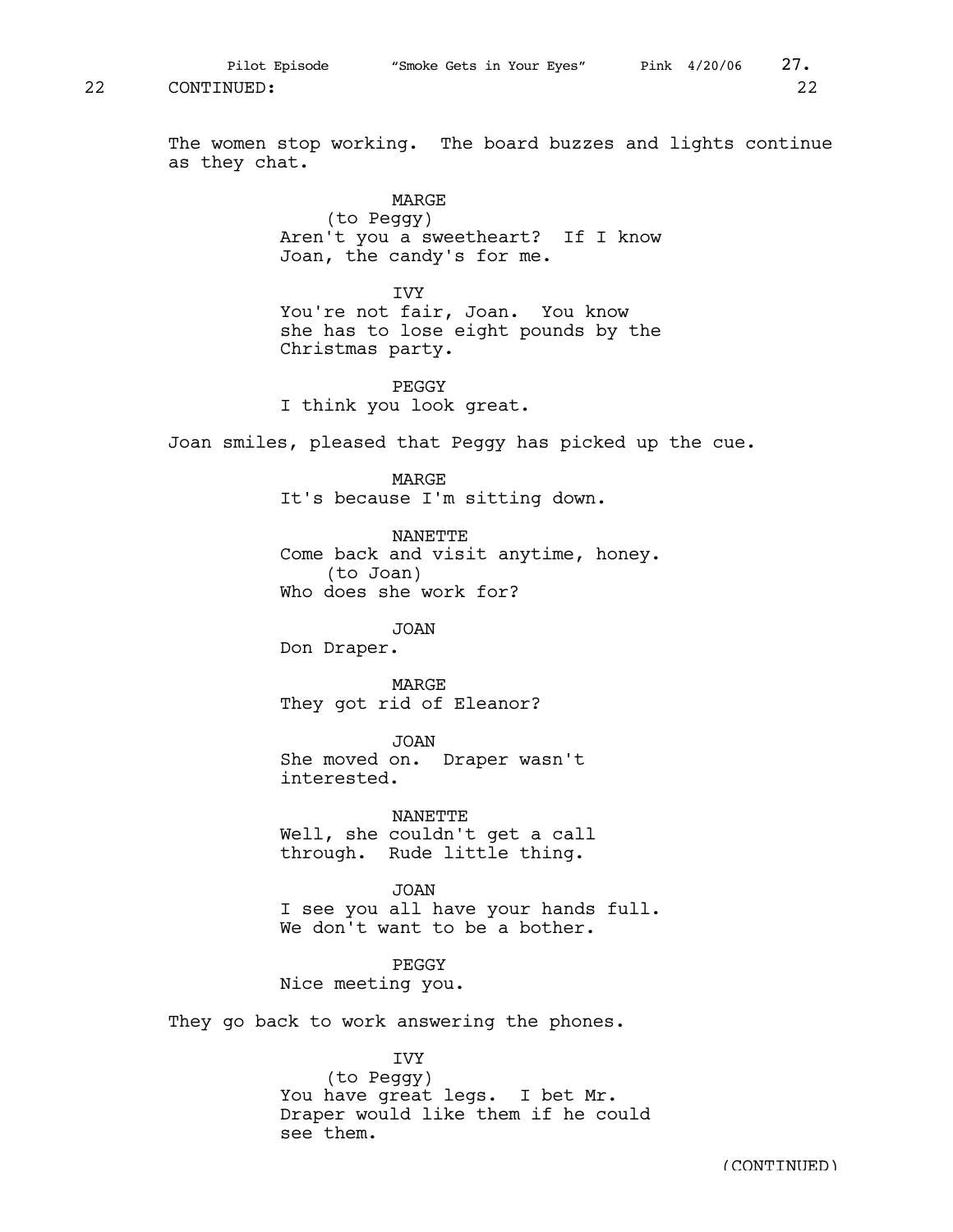22 CONTINUED: 22

The women stop working. The board buzzes and lights continue as they chat.

MARGE
(to Peggy)
Aren't you a sweetheart? If I know Joan, the candy's for me.

IVY
You're not fair, Joan. You know she has to lose eight pounds by the Christmas party.

PEGGY
I think you look great.

Joan smiles, pleased that Peggy has picked up the cue.

MARGE
It's because I'm sitting down.

NANETTE
Come back and visit anytime, honey.
(to Joan)
Who does she work for?

JOAN
Don Draper.

MARGE
They got rid of Eleanor?

JOAN
She moved on. Draper wasn't interested.

NANETTE
Well, she couldn't get a call through. Rude little thing.

JOAN
I see you all have your hands full. We don't want to be a bother.

PEGGY
Nice meeting you.

They go back to work answering the phones.

IVY
(to Peggy)
You have great legs. I bet Mr. Draper would like them if he could see them.

(CONTINUED)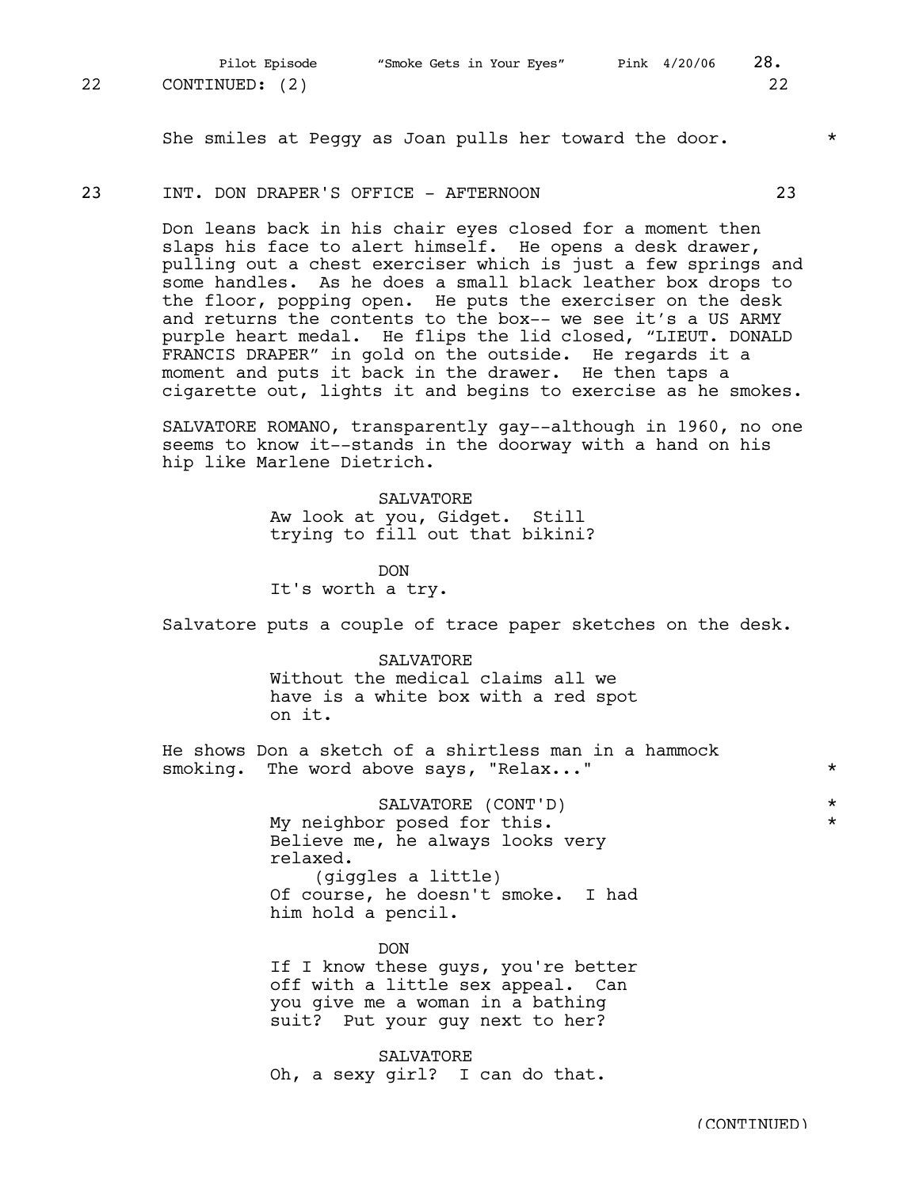22 CONTINUED: (2) 22

She smiles at Peggy as Joan pulls her toward the door. *

23 INT. DON DRAPER'S OFFICE - AFTERNOON 23

Don leans back in his chair eyes closed for a moment then slaps his face to alert himself. He opens a desk drawer, pulling out a chest exerciser which is just a few springs and some handles. As he does a small black leather box drops to the floor, popping open. He puts the exerciser on the desk and returns the contents to the box-- we see it's a US ARMY purple heart medal. He flips the lid closed, "LIEUT. DONALD FRANCIS DRAPER" in gold on the outside. He regards it a moment and puts it back in the drawer. He then taps a cigarette out, lights it and begins to exercise as he smokes.

SALVATORE ROMANO, transparently gay--although in 1960, no one seems to know it--stands in the doorway with a hand on his hip like Marlene Dietrich.

SALVATORE
Aw look at you, Gidget. Still trying to fill out that bikini?

DON
It's worth a try.

Salvatore puts a couple of trace paper sketches on the desk.

SALVATORE
Without the medical claims all we have is a white box with a red spot on it.

He shows Don a sketch of a shirtless man in a hammock smoking. The word above says, "Relax..." *

SALVATORE (CONT'D) *
My neighbor posed for this. *
Believe me, he always looks very relaxed.
(giggles a little)
Of course, he doesn't smoke. I had him hold a pencil.

DON
If I know these guys, you're better off with a little sex appeal. Can you give me a woman in a bathing suit? Put your guy next to her?

SALVATORE
Oh, a sexy girl? I can do that.

(CONTINUED)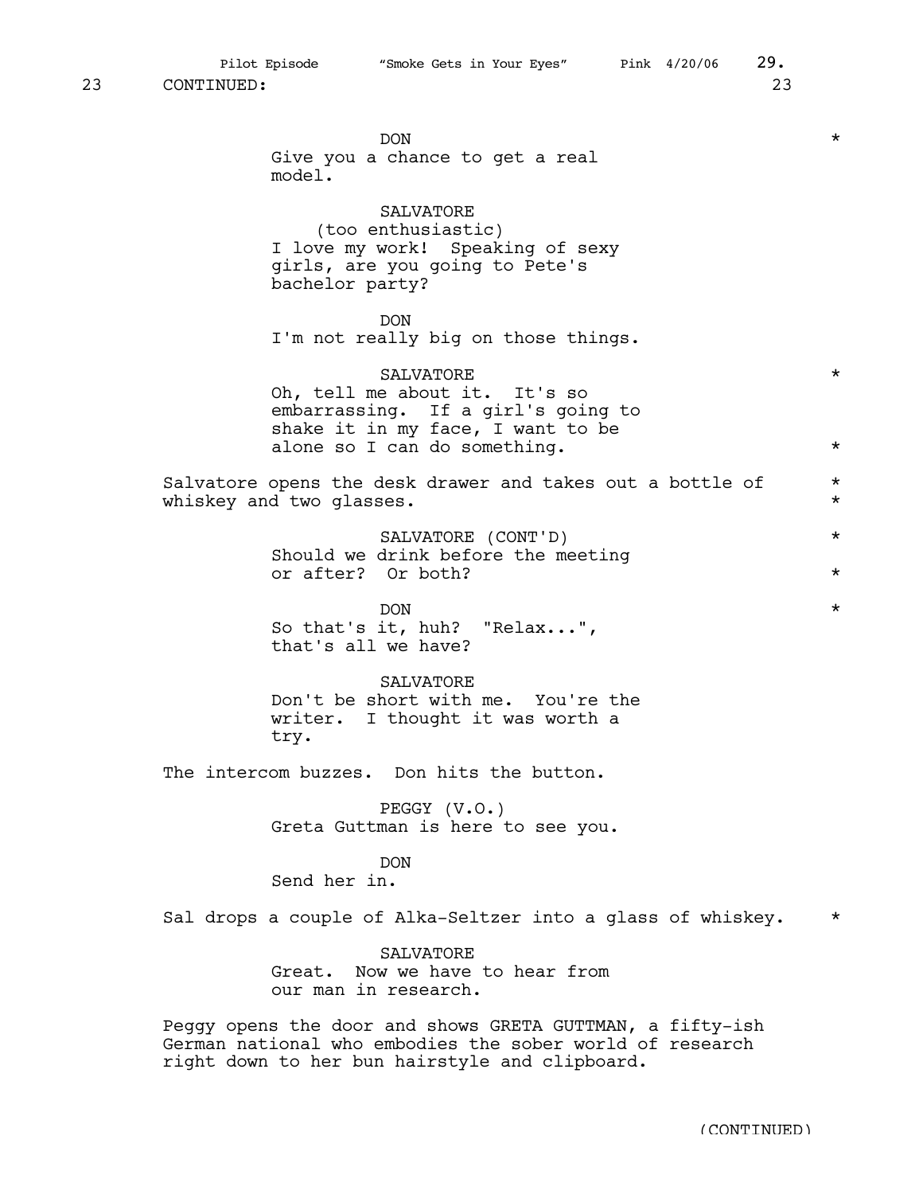23 CONTINUED: 23

DON

Give you a chance to get a real model.

SALVATORE

(too enthusiastic)

I love my work! Speaking of sexy girls, are you going to Pete's bachelor party?

DON

I'm not really big on those things.

SALVATORE

Oh, tell me about it. It's so embarrassing. If a girl's going to shake it in my face, I want to be alone so I can do something.

Salvatore opens the desk drawer and takes out a bottle of whiskey and two glasses.

SALVATORE (CONT'D)

Should we drink before the meeting or after? Or both?

DON

So that's it, huh? "Relax...", that's all we have?

SALVATORE

Don't be short with me. You're the writer. I thought it was worth a try.

The intercom buzzes. Don hits the button.

PEGGY (V.O.)

Greta Guttman is here to see you.

DON

Send her in.

Sal drops a couple of Alka-Seltzer into a glass of whiskey.

SALVATORE

Great. Now we have to hear from our man in research.

Peggy opens the door and shows GRETA GUTTMAN, a fifty-ish German national who embodies the sober world of research right down to her bun hairstyle and clipboard.

(CONTINUED)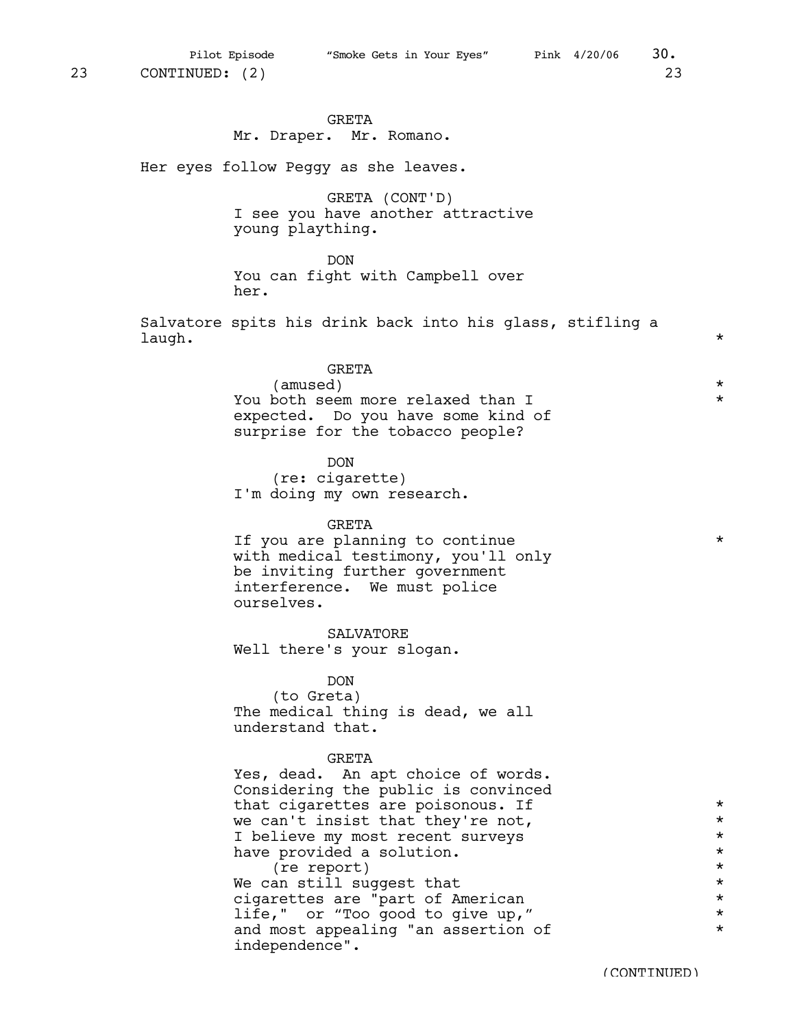23 CONTINUED: (2) 23

GRETA
Mr. Draper. Mr. Romano.

Her eyes follow Peggy as she leaves.

GRETA (CONT'D)
I see you have another attractive young plaything.

DON
You can fight with Campbell over her.

Salvatore spits his drink back into his glass, stifling a laugh. *

GRETA
(amused) *
You both seem more relaxed than I expected. Do you have some kind of surprise for the tobacco people? *

DON
(re: cigarette)
I'm doing my own research.

GRETA
If you are planning to continue with medical testimony, you'll only be inviting further government interference. We must police ourselves. *

SALVATORE
Well there's your slogan.

DON
(to Greta)
The medical thing is dead, we all understand that.

GRETA
Yes, dead. An apt choice of words. Considering the public is convinced that cigarettes are poisonous. If we can't insist that they're not, I believe my most recent surveys have provided a solution. *
(re report) *
We can still suggest that cigarettes are "part of American life," or "Too good to give up," and most appealing "an assertion of independence". *

(CONTINUED)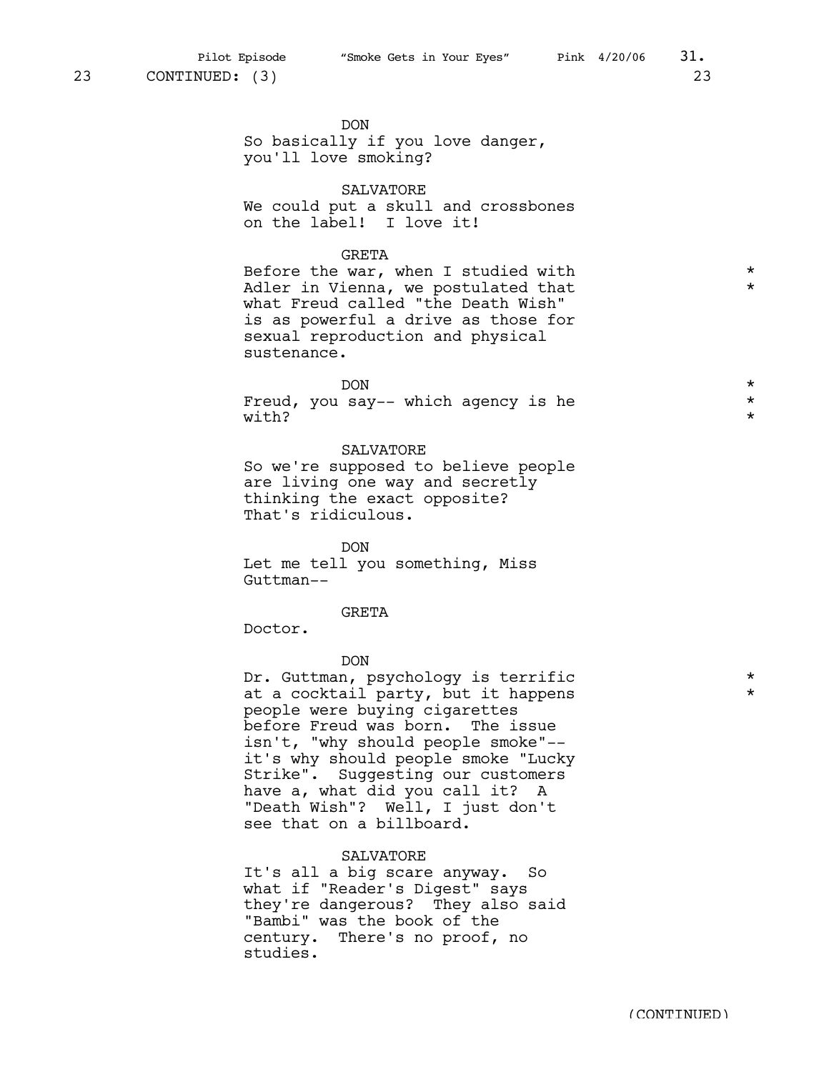23 CONTINUED: (3) 23

DON

So basically if you love danger, you'll love smoking?

SALVATORE

We could put a skull and crossbones on the label! I love it!

GRETA

Before the war, when I studied with Adler in Vienna, we postulated that what Freud called "the Death Wish" is as powerful a drive as those for sexual reproduction and physical sustenance. *

DON

Freud, you say-- which agency is he with? *

SALVATORE

So we're supposed to believe people are living one way and secretly thinking the exact opposite? That's ridiculous.

DON

Let me tell you something, Miss Guttman--

GRETA

Doctor.

DON

Dr. Guttman, psychology is terrific at a cocktail party, but it happens people were buying cigarettes before Freud was born. The issue isn't, "why should people smoke"-- it's why should people smoke "Lucky Strike". Suggesting our customers have a, what did you call it? A "Death Wish"? Well, I just don't see that on a billboard. *

SALVATORE

It's all a big scare anyway. So what if "Reader's Digest" says they're dangerous? They also said "Bambi" was the book of the century. There's no proof, no studies.

(CONTINUED)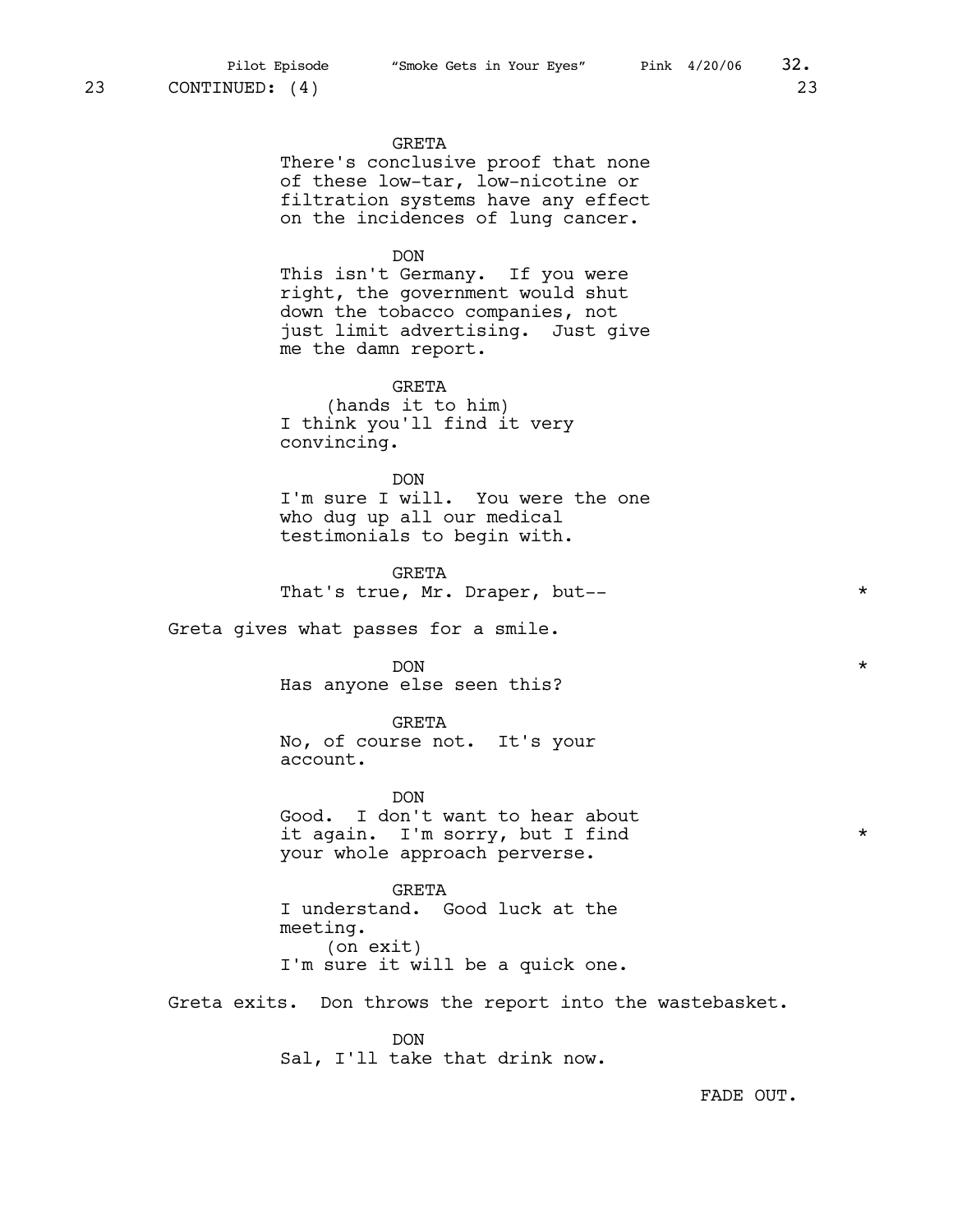23 CONTINUED: (4) 23

GRETA
There's conclusive proof that none of these low-tar, low-nicotine or filtration systems have any effect on the incidences of lung cancer.

DON
This isn't Germany. If you were right, the government would shut down the tobacco companies, not just limit advertising. Just give me the damn report.

GRETA
(hands it to him)
I think you'll find it very convincing.

DON
I'm sure I will. You were the one who dug up all our medical testimonials to begin with.

GRETA
That's true, Mr. Draper, but-- *

Greta gives what passes for a smile.

DON *
Has anyone else seen this?

GRETA
No, of course not. It's your account.

DON
Good. I don't want to hear about it again. I'm sorry, but I find *
your whole approach perverse.

GRETA
I understand. Good luck at the meeting.
(on exit)
I'm sure it will be a quick one.

Greta exits. Don throws the report into the wastebasket.

DON
Sal, I'll take that drink now.

FADE OUT.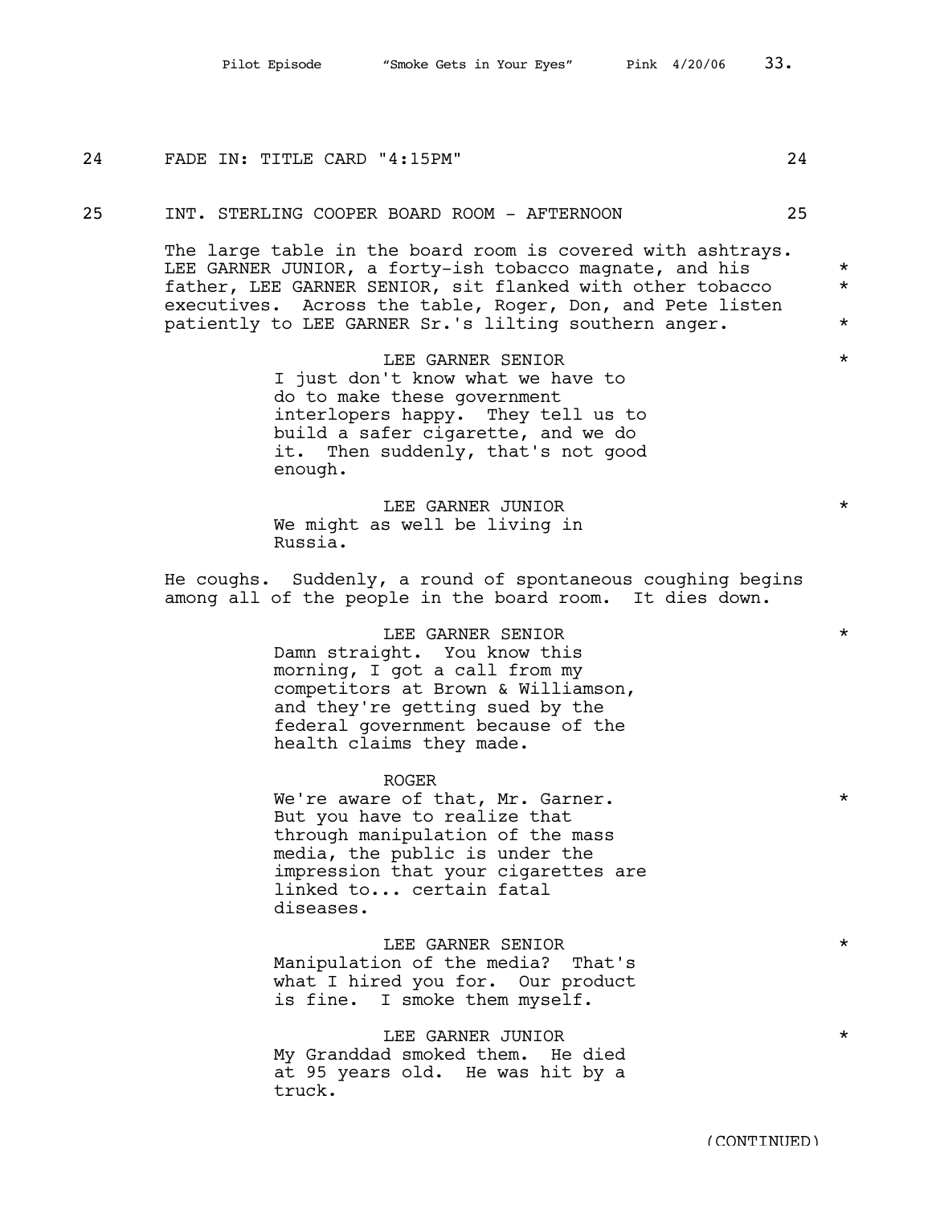24 FADE IN: TITLE CARD "4:15PM" 24

25 INT. STERLING COOPER BOARD ROOM - AFTERNOON 25

The large table in the board room is covered with ashtrays. LEE GARNER JUNIOR, a forty-ish tobacco magnate, and his father, LEE GARNER SENIOR, sit flanked with other tobacco executives. Across the table, Roger, Don, and Pete listen patiently to LEE GARNER Sr.'s lilting southern anger. *

LEE GARNER SENIOR *

I just don't know what we have to do to make these government interlopers happy. They tell us to build a safer cigarette, and we do it. Then suddenly, that's not good enough.

LEE GARNER JUNIOR *

We might as well be living in Russia.

He coughs. Suddenly, a round of spontaneous coughing begins among all of the people in the board room. It dies down.

LEE GARNER SENIOR *

Damn straight. You know this morning, I got a call from my competitors at Brown & Williamson, and they're getting sued by the federal government because of the health claims they made.

ROGER

We're aware of that, Mr. Garner. * But you have to realize that through manipulation of the mass media, the public is under the impression that your cigarettes are linked to... certain fatal diseases.

LEE GARNER SENIOR *

Manipulation of the media? That's what I hired you for. Our product is fine. I smoke them myself.

LEE GARNER JUNIOR *

My Granddad smoked them. He died at 95 years old. He was hit by a truck.

(CONTINUED)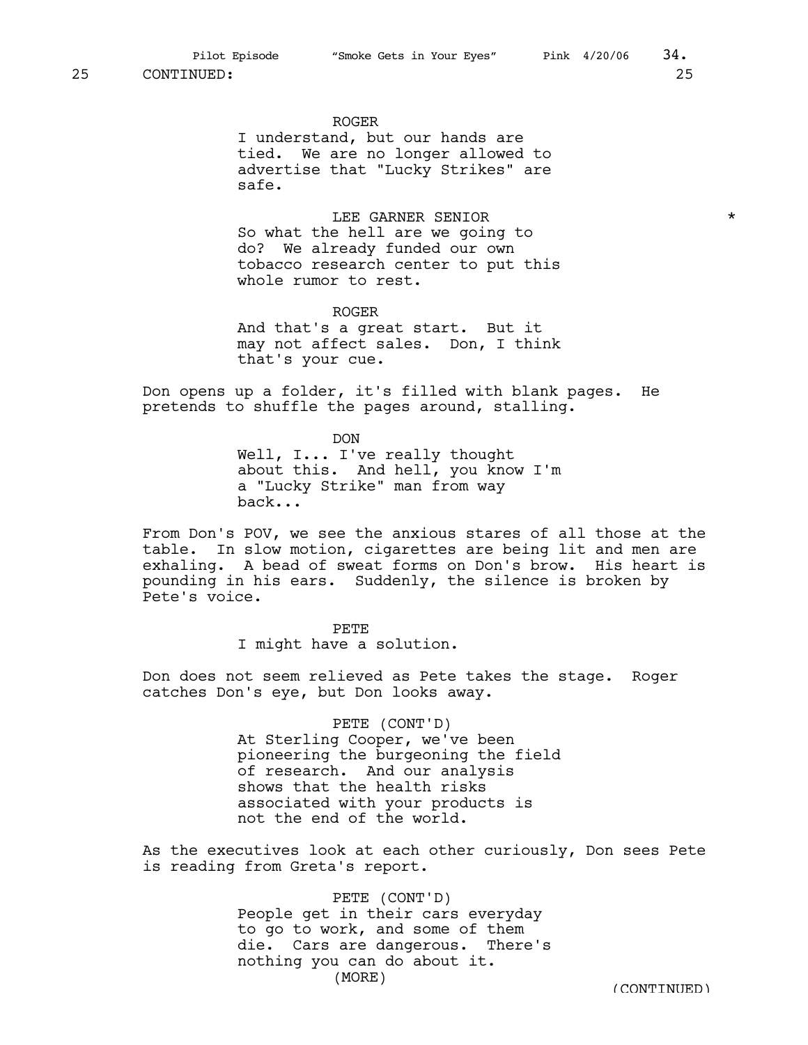25 CONTINUED: 25

ROGER
I understand, but our hands are tied. We are no longer allowed to advertise that "Lucky Strikes" are safe.

LEE GARNER SENIOR *
So what the hell are we going to do? We already funded our own tobacco research center to put this whole rumor to rest.

ROGER
And that's a great start. But it may not affect sales. Don, I think that's your cue.

Don opens up a folder, it's filled with blank pages. He pretends to shuffle the pages around, stalling.

DON
Well, I... I've really thought about this. And hell, you know I'm a "Lucky Strike" man from way back...

From Don's POV, we see the anxious stares of all those at the table. In slow motion, cigarettes are being lit and men are exhaling. A bead of sweat forms on Don's brow. His heart is pounding in his ears. Suddenly, the silence is broken by Pete's voice.

PETE
I might have a solution.

Don does not seem relieved as Pete takes the stage. Roger catches Don's eye, but Don looks away.

PETE (CONT'D)
At Sterling Cooper, we've been pioneering the burgeoning the field of research. And our analysis shows that the health risks associated with your products is not the end of the world.

As the executives look at each other curiously, Don sees Pete is reading from Greta's report.

PETE (CONT'D)
People get in their cars everyday to go to work, and some of them die. Cars are dangerous. There's nothing you can do about it.
(MORE)

(CONTINUED)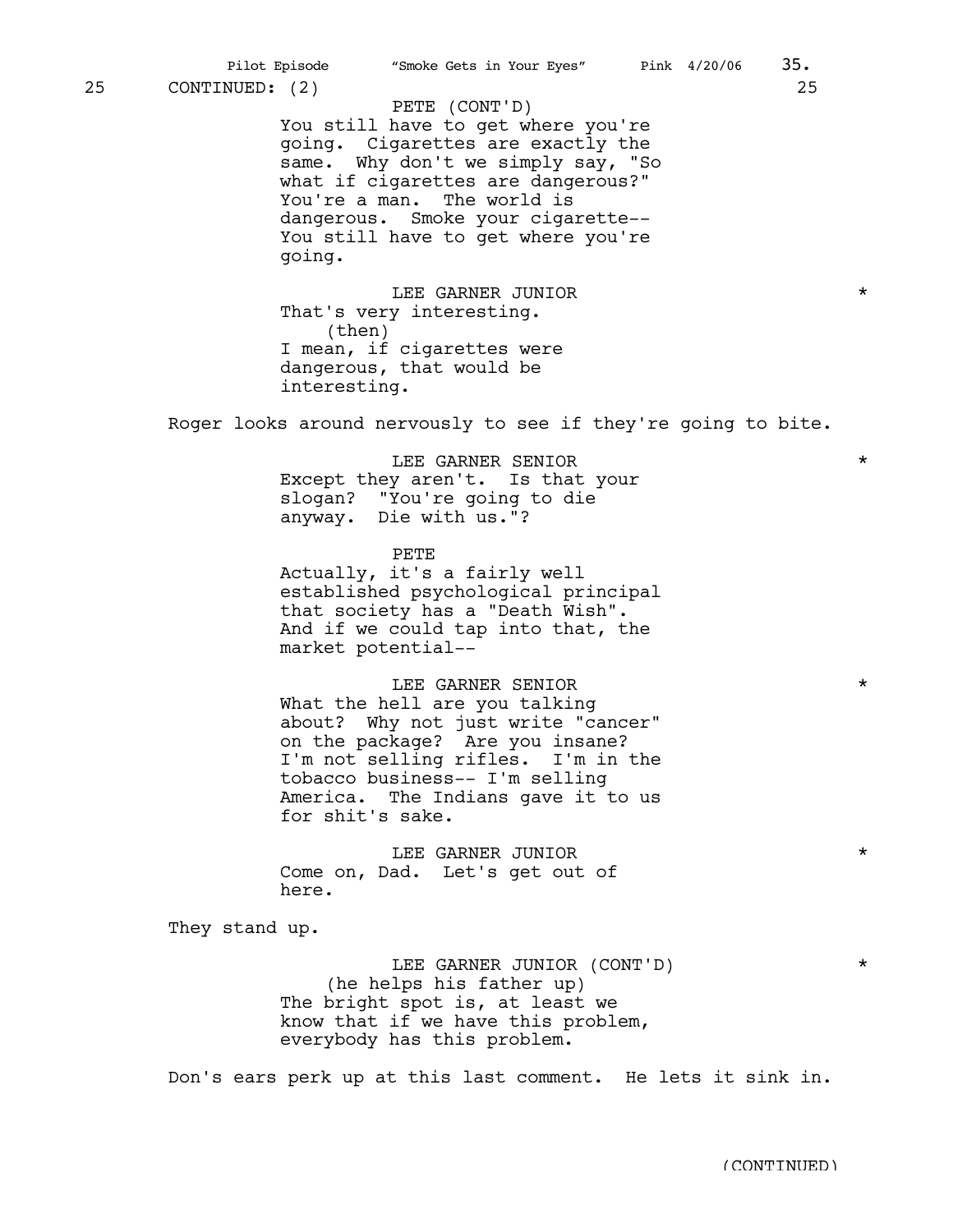25 CONTINUED: (2) 25

PETE (CONT'D)
You still have to get where you're going. Cigarettes are exactly the same. Why don't we simply say, "So what if cigarettes are dangerous?" You're a man. The world is dangerous. Smoke your cigarette-- You still have to get where you're going.

LEE GARNER JUNIOR *
That's very interesting.
(then)
I mean, if cigarettes were dangerous, that would be interesting.

Roger looks around nervously to see if they're going to bite.

LEE GARNER SENIOR *
Except they aren't. Is that your slogan? "You're going to die anyway. Die with us."?

PETE
Actually, it's a fairly well established psychological principal that society has a "Death Wish". And if we could tap into that, the market potential--

LEE GARNER SENIOR *
What the hell are you talking about? Why not just write "cancer" on the package? Are you insane? I'm not selling rifles. I'm in the tobacco business-- I'm selling America. The Indians gave it to us for shit's sake.

LEE GARNER JUNIOR *
Come on, Dad. Let's get out of here.

They stand up.

LEE GARNER JUNIOR (CONT'D) *
(he helps his father up)
The bright spot is, at least we know that if we have this problem, everybody has this problem.

Don's ears perk up at this last comment. He lets it sink in.

(CONTINUED)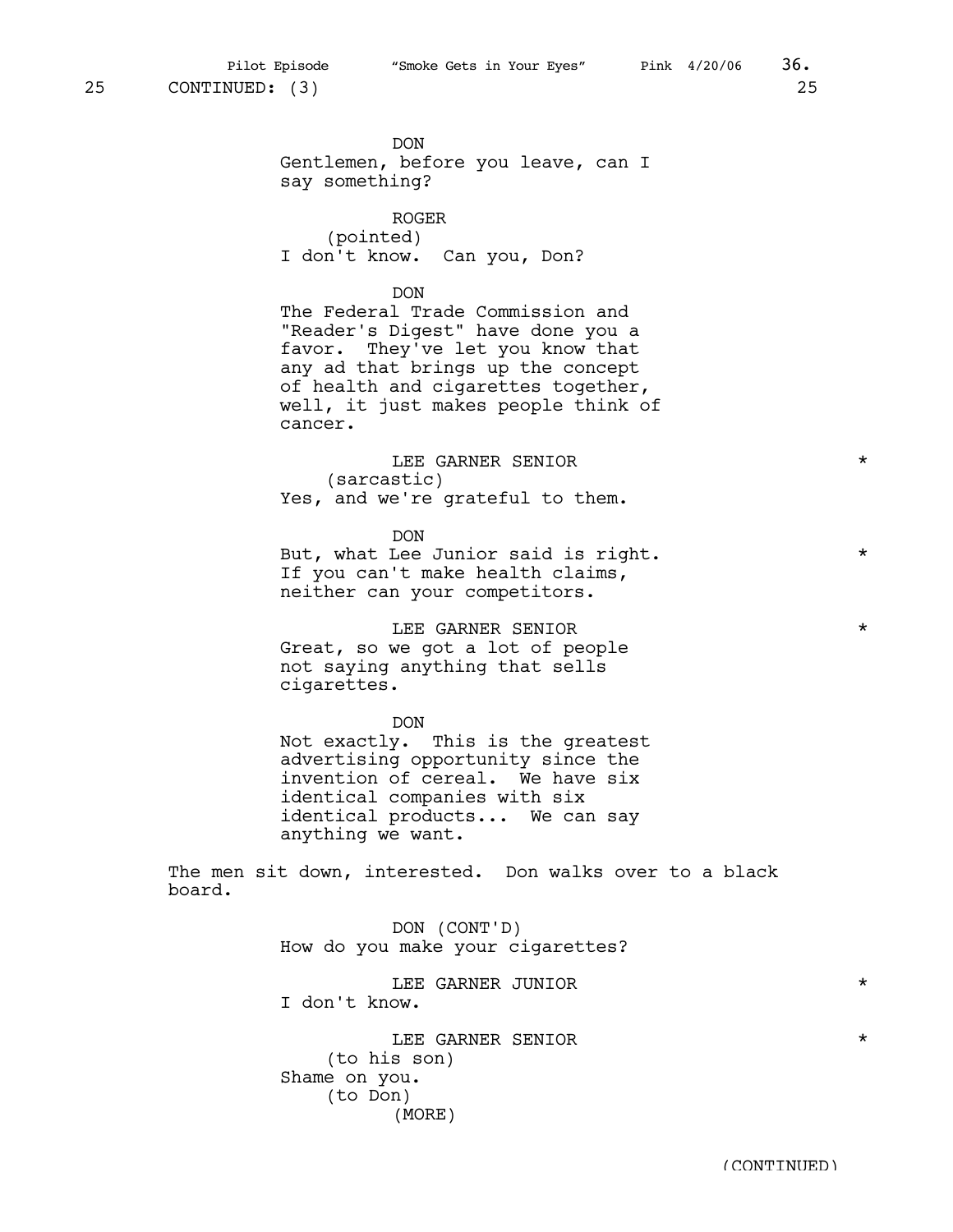25 CONTINUED: (3) 25

DON
Gentlemen, before you leave, can I say something?

ROGER
(pointed)
I don't know. Can you, Don?

DON
The Federal Trade Commission and "Reader's Digest" have done you a favor. They've let you know that any ad that brings up the concept of health and cigarettes together, well, it just makes people think of cancer.

LEE GARNER SENIOR *
(sarcastic)
Yes, and we're grateful to them.

DON
But, what Lee Junior said is right. *
If you can't make health claims, neither can your competitors.

LEE GARNER SENIOR *
Great, so we got a lot of people not saying anything that sells cigarettes.

DON
Not exactly. This is the greatest advertising opportunity since the invention of cereal. We have six identical companies with six identical products... We can say anything we want.

The men sit down, interested. Don walks over to a black board.

DON (CONT'D)
How do you make your cigarettes?

LEE GARNER JUNIOR *
I don't know.

LEE GARNER SENIOR *
(to his son)
Shame on you.
(to Don)
(MORE)

(CONTINUED)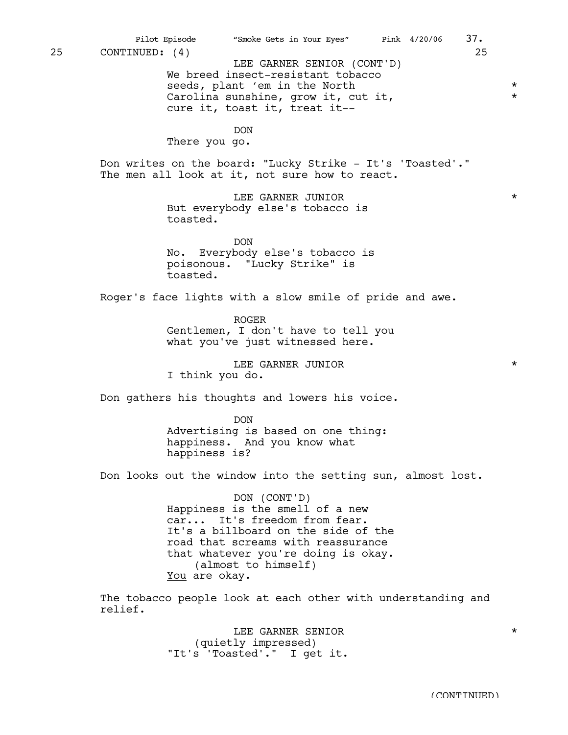25 CONTINUED: (4) 25

LEE GARNER SENIOR (CONT'D)
We breed insect-resistant tobacco seeds, plant 'em in the North Carolina sunshine, grow it, cut it, cure it, toast it, treat it-- * *

DON
There you go.

Don writes on the board: "Lucky Strike - It's 'Toasted'." The men all look at it, not sure how to react.

LEE GARNER JUNIOR *
But everybody else's tobacco is toasted.

DON
No. Everybody else's tobacco is poisonous. "Lucky Strike" is toasted.

Roger's face lights with a slow smile of pride and awe.

ROGER
Gentlemen, I don't have to tell you what you've just witnessed here.

LEE GARNER JUNIOR *
I think you do.

Don gathers his thoughts and lowers his voice.

DON
Advertising is based on one thing: happiness. And you know what happiness is?

Don looks out the window into the setting sun, almost lost.

DON (CONT'D)
Happiness is the smell of a new car... It's freedom from fear. It's a billboard on the side of the road that screams with reassurance that whatever you're doing is okay.
(almost to himself)
<u>You</u> are okay.

The tobacco people look at each other with understanding and relief.

LEE GARNER SENIOR *
(quietly impressed)
"It's 'Toasted'." I get it.

(CONTINUED)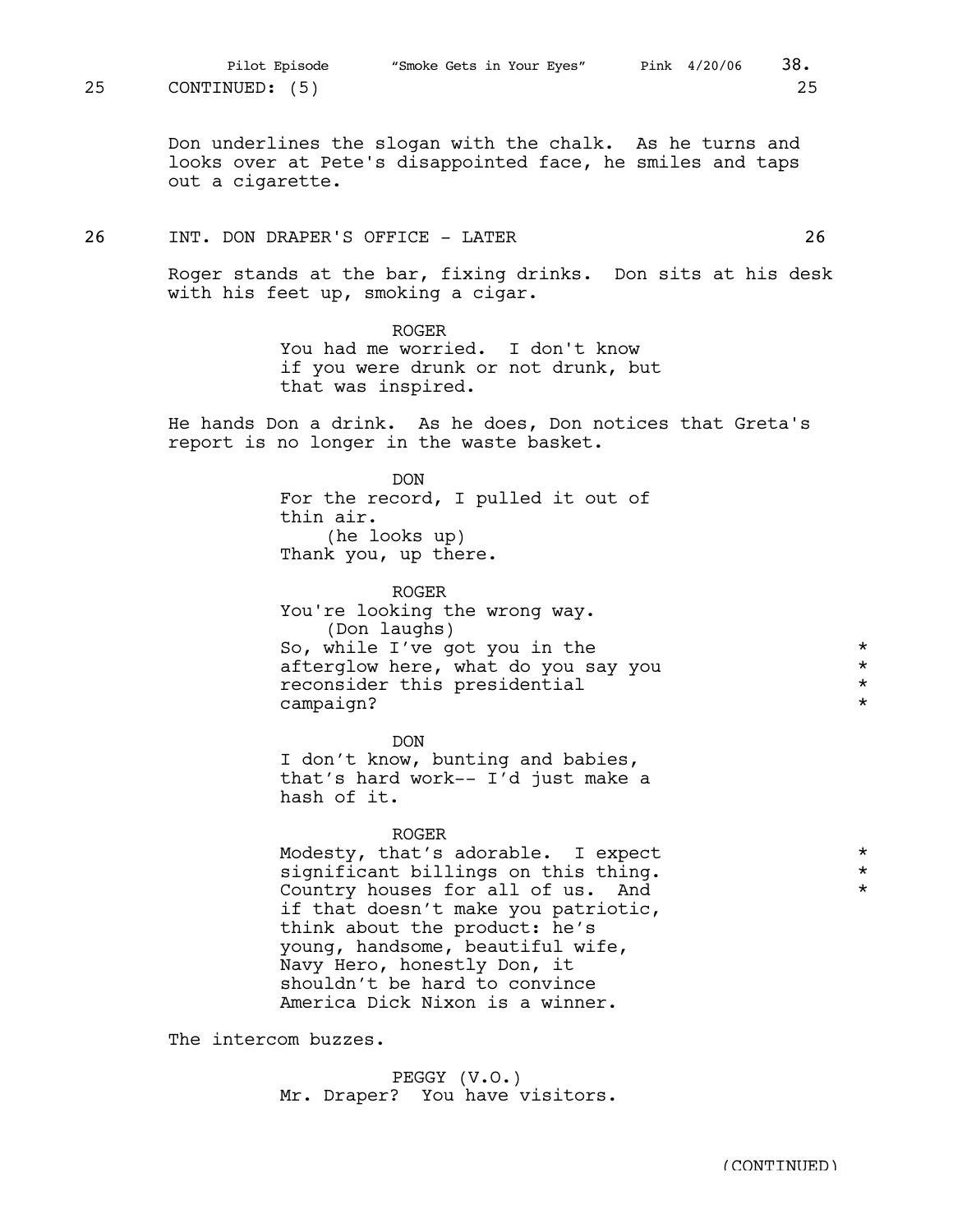25 CONTINUED: (5) 25

Don underlines the slogan with the chalk. As he turns and looks over at Pete's disappointed face, he smiles and taps out a cigarette.

26 INT. DON DRAPER'S OFFICE - LATER 26

Roger stands at the bar, fixing drinks. Don sits at his desk with his feet up, smoking a cigar.

ROGER
You had me worried. I don't know if you were drunk or not drunk, but that was inspired.

He hands Don a drink. As he does, Don notices that Greta's report is no longer in the waste basket.

DON
For the record, I pulled it out of thin air.
(he looks up)
Thank you, up there.

ROGER
You're looking the wrong way.
(Don laughs)
So, while I've got you in the afterglow here, what do you say you reconsider this presidential campaign? *

DON
I don't know, bunting and babies, that's hard work-- I'd just make a hash of it.

ROGER
Modesty, that's adorable. I expect significant billings on this thing. Country houses for all of us. And if that doesn't make you patriotic, think about the product: he's young, handsome, beautiful wife, Navy Hero, honestly Don, it shouldn't be hard to convince America Dick Nixon is a winner. *

The intercom buzzes.

PEGGY (V.O.)
Mr. Draper? You have visitors.

(CONTINUED)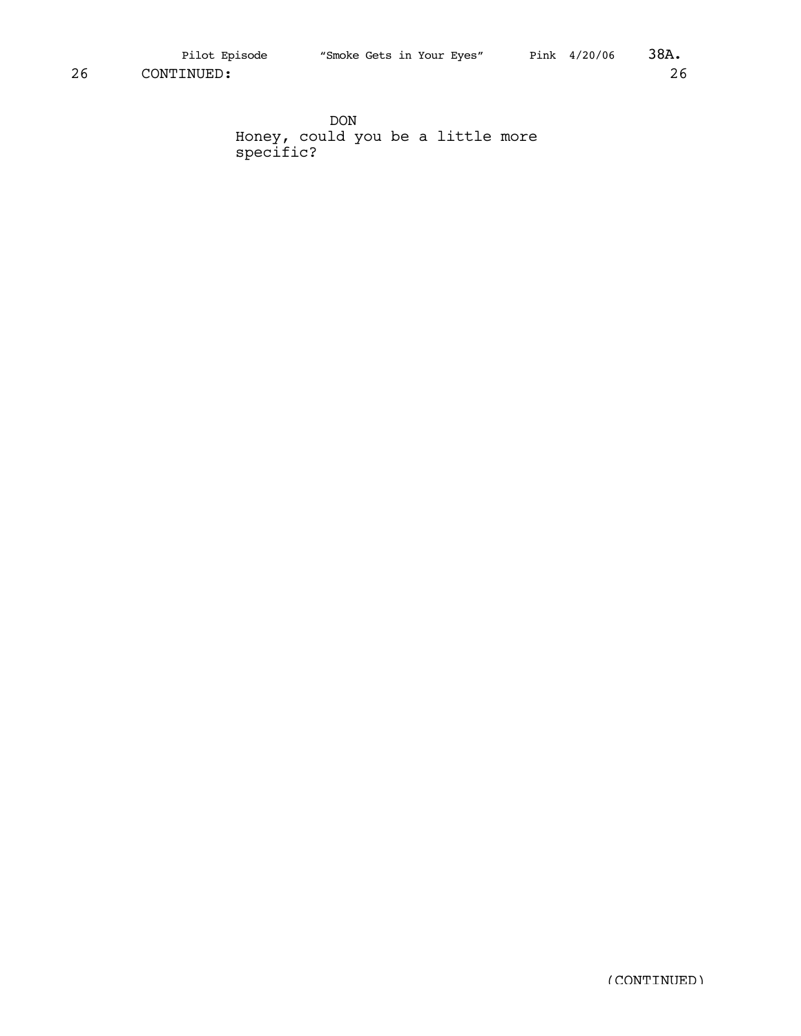26 CONTINUED: 26

DON
Honey, could you be a little more specific?

(CONTINUED)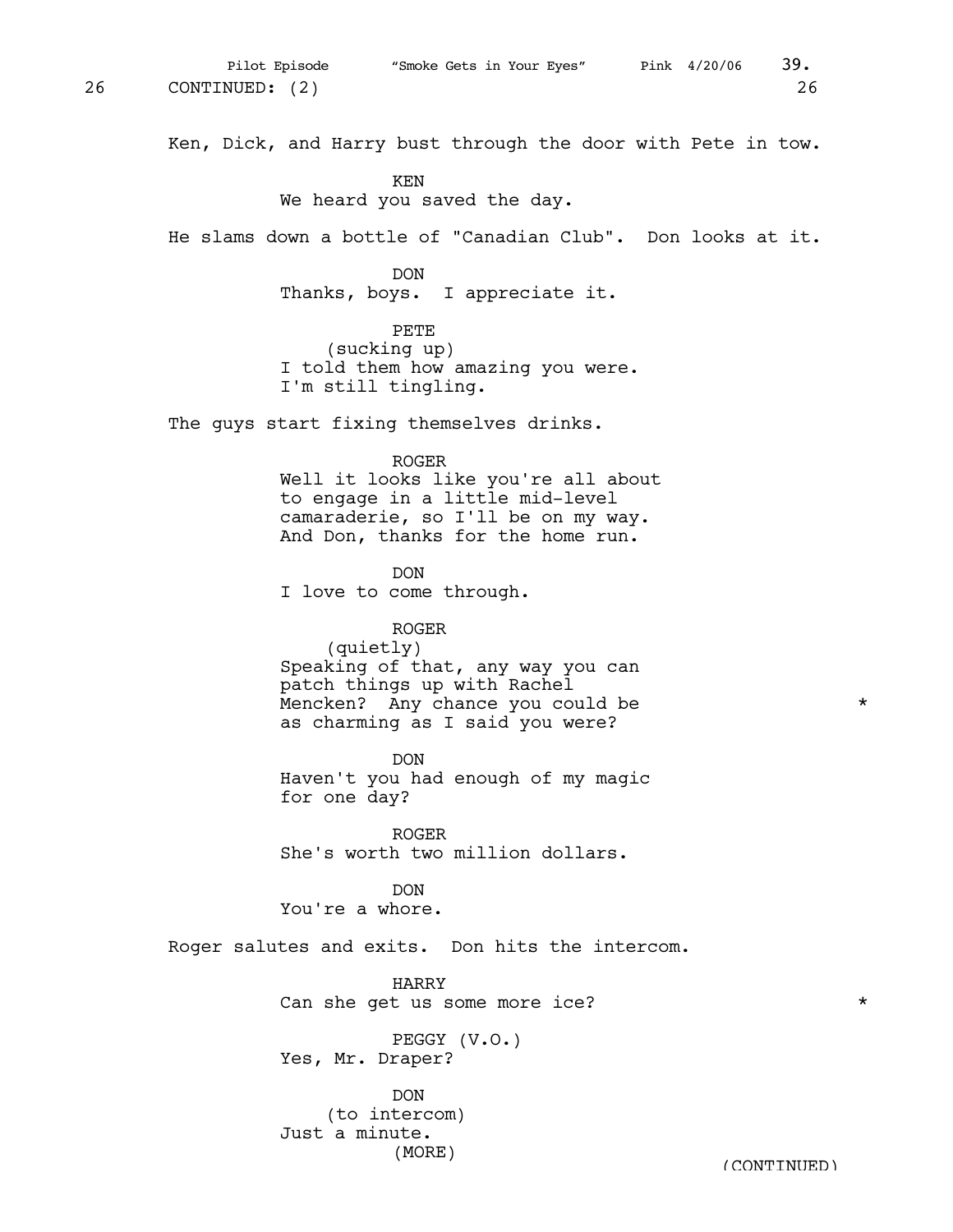26 CONTINUED: (2) 26

Ken, Dick, and Harry bust through the door with Pete in tow.

KEN
We heard you saved the day.

He slams down a bottle of "Canadian Club". Don looks at it.

DON
Thanks, boys. I appreciate it.

PETE
(sucking up)
I told them how amazing you were.
I'm still tingling.

The guys start fixing themselves drinks.

ROGER
Well it looks like you're all about
to engage in a little mid-level
camaraderie, so I'll be on my way.
And Don, thanks for the home run.

DON
I love to come through.

ROGER
(quietly)
Speaking of that, any way you can
patch things up with Rachel
Mencken? Any chance you could be *
as charming as I said you were?

DON
Haven't you had enough of my magic
for one day?

ROGER
She's worth two million dollars.

DON
You're a whore.

Roger salutes and exits. Don hits the intercom.

HARRY
Can she get us some more ice? *

PEGGY (V.O.)
Yes, Mr. Draper?

DON
(to intercom)
Just a minute.
(MORE)

(CONTINUED)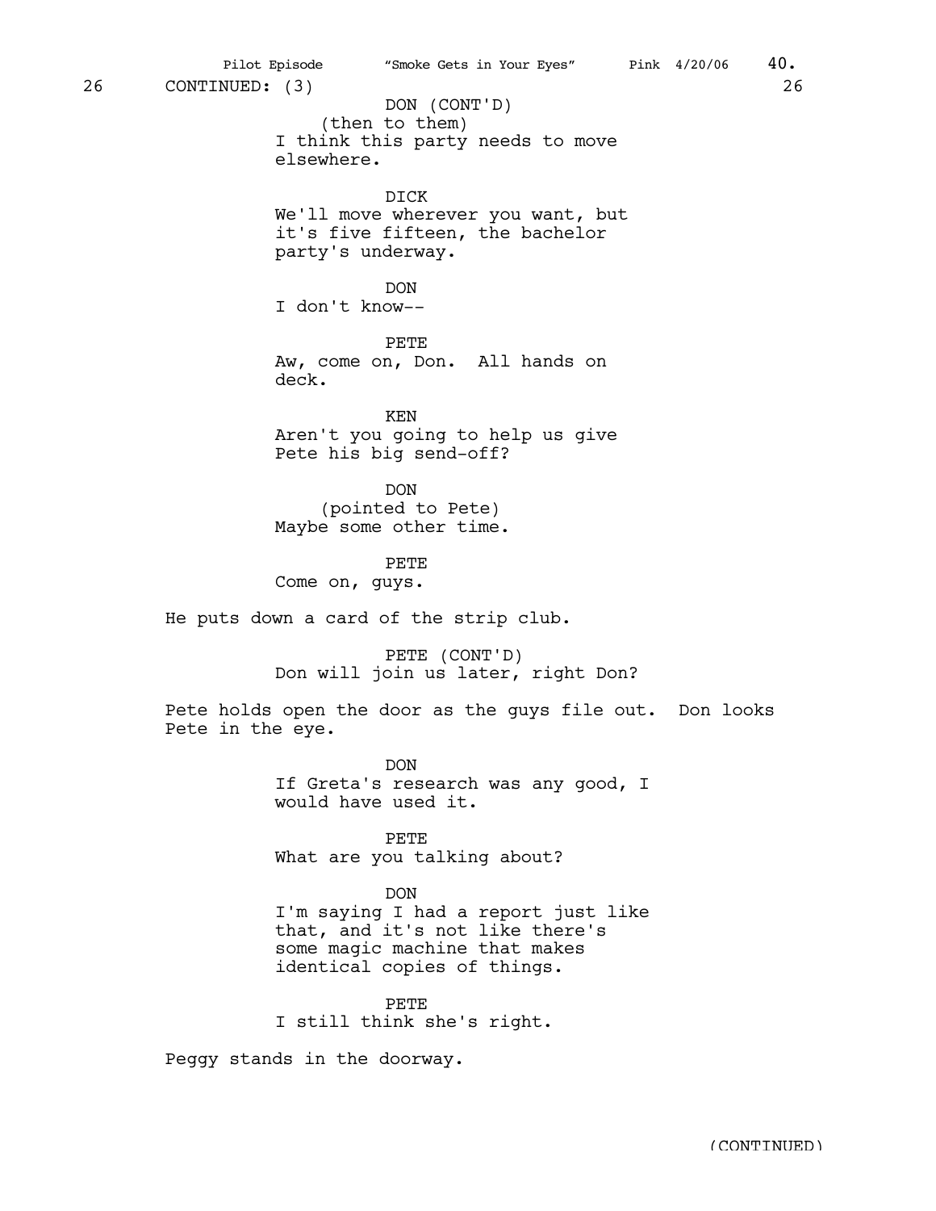26 CONTINUED: (3) 26

DON (CONT'D)
(then to them)
I think this party needs to move elsewhere.

DICK
We'll move wherever you want, but it's five fifteen, the bachelor party's underway.

DON
I don't know--

PETE
Aw, come on, Don. All hands on deck.

KEN
Aren't you going to help us give Pete his big send-off?

DON
(pointed to Pete)
Maybe some other time.

PETE
Come on, guys.

He puts down a card of the strip club.

PETE (CONT'D)
Don will join us later, right Don?

Pete holds open the door as the guys file out. Don looks Pete in the eye.

DON
If Greta's research was any good, I would have used it.

PETE
What are you talking about?

DON
I'm saying I had a report just like that, and it's not like there's some magic machine that makes identical copies of things.

PETE
I still think she's right.

Peggy stands in the doorway.

(CONTINUED)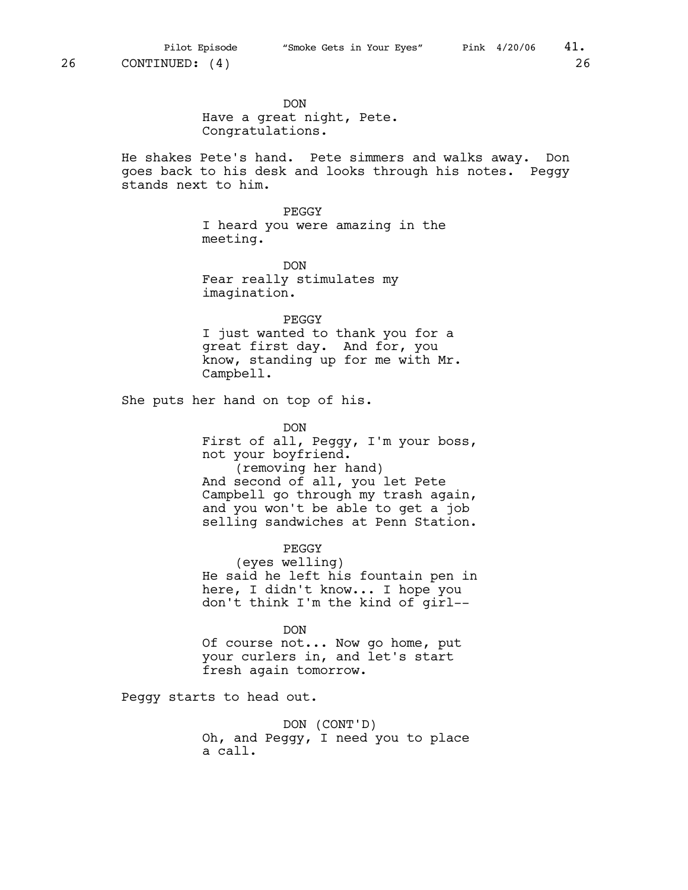26 CONTINUED: (4) 26

DON
Have a great night, Pete.
Congratulations.

He shakes Pete's hand. Pete simmers and walks away. Don goes back to his desk and looks through his notes. Peggy stands next to him.

PEGGY
I heard you were amazing in the meeting.

DON
Fear really stimulates my imagination.

PEGGY
I just wanted to thank you for a great first day. And for, you know, standing up for me with Mr. Campbell.

She puts her hand on top of his.

DON
First of all, Peggy, I'm your boss, not your boyfriend.
(removing her hand)
And second of all, you let Pete Campbell go through my trash again, and you won't be able to get a job selling sandwiches at Penn Station.

PEGGY
(eyes welling)
He said he left his fountain pen in here, I didn't know... I hope you don't think I'm the kind of girl--

DON
Of course not... Now go home, put your curlers in, and let's start fresh again tomorrow.

Peggy starts to head out.

DON (CONT'D)
Oh, and Peggy, I need you to place a call.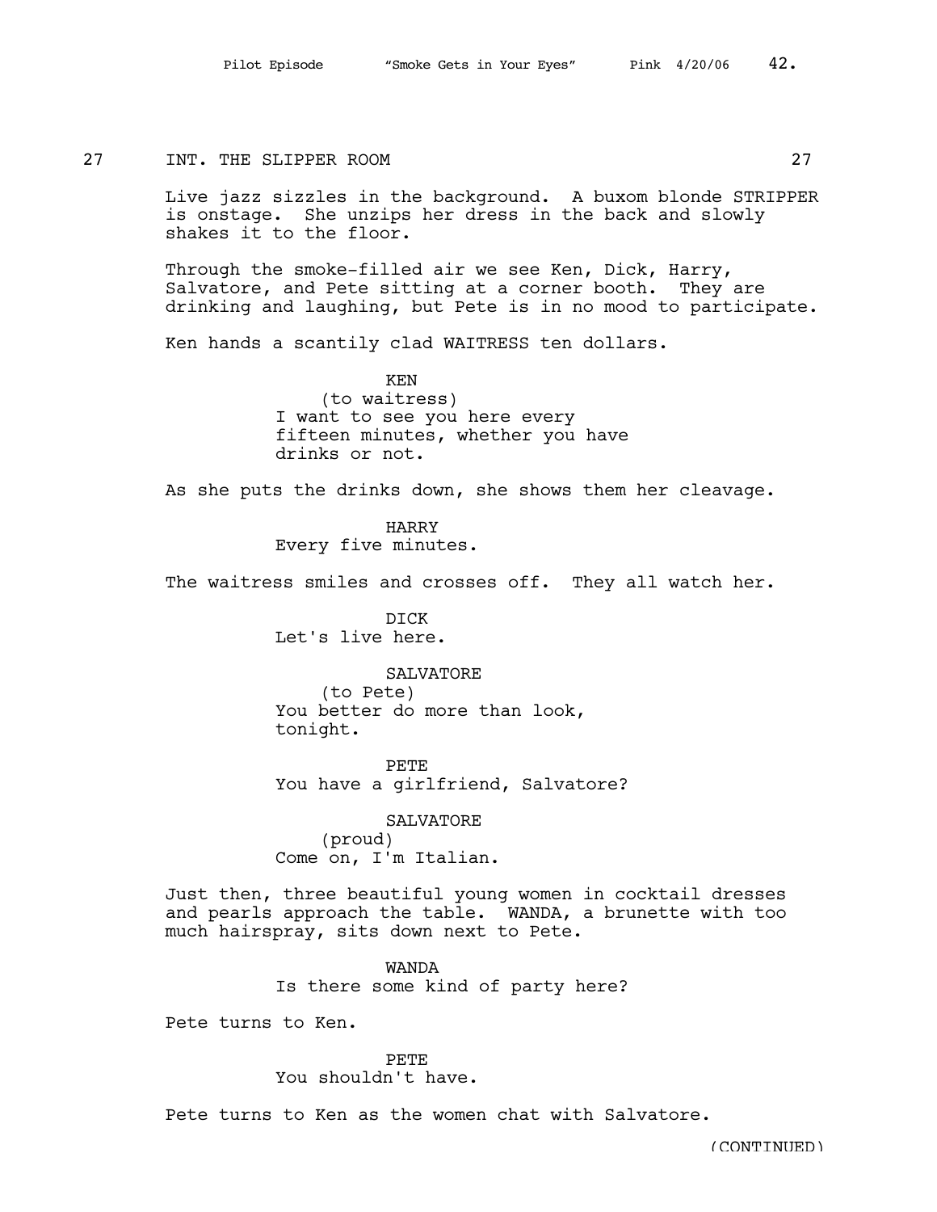27 INT. THE SLIPPER ROOM 27

Live jazz sizzles in the background. A buxom blonde STRIPPER is onstage. She unzips her dress in the back and slowly shakes it to the floor.

Through the smoke-filled air we see Ken, Dick, Harry, Salvatore, and Pete sitting at a corner booth. They are drinking and laughing, but Pete is in no mood to participate.

Ken hands a scantily clad WAITRESS ten dollars.

KEN
(to waitress)
I want to see you here every fifteen minutes, whether you have drinks or not.

As she puts the drinks down, she shows them her cleavage.

HARRY
Every five minutes.

The waitress smiles and crosses off. They all watch her.

DICK
Let's live here.

SALVATORE
(to Pete)
You better do more than look, tonight.

PETE
You have a girlfriend, Salvatore?

SALVATORE
(proud)
Come on, I'm Italian.

Just then, three beautiful young women in cocktail dresses and pearls approach the table. WANDA, a brunette with too much hairspray, sits down next to Pete.

WANDA
Is there some kind of party here?

Pete turns to Ken.

PETE
You shouldn't have.

Pete turns to Ken as the women chat with Salvatore.

(CONTINUED)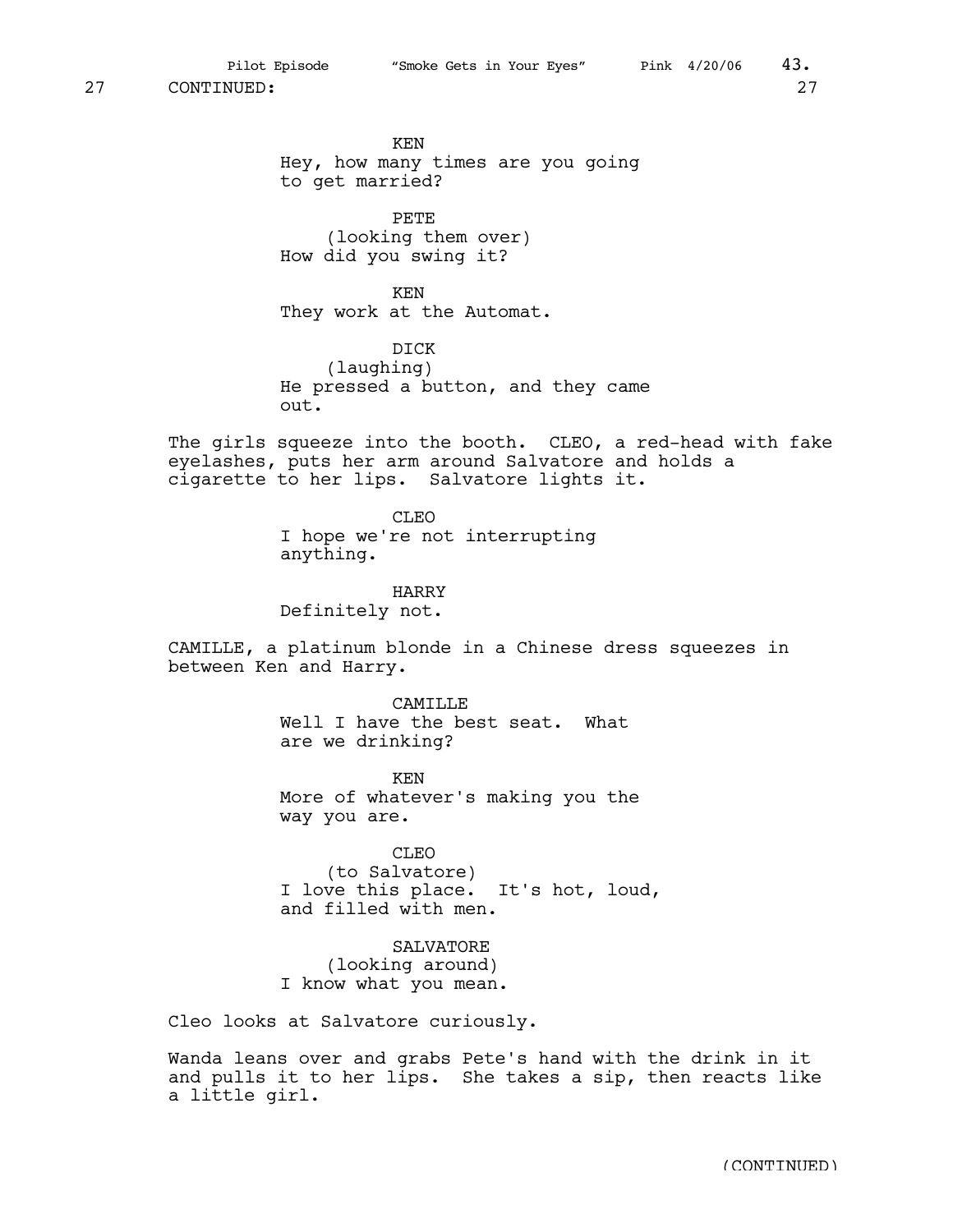27 CONTINUED: 27

KEN
Hey, how many times are you going to get married?

PETE
(looking them over)
How did you swing it?

KEN
They work at the Automat.

DICK
(laughing)
He pressed a button, and they came out.

The girls squeeze into the booth. CLEO, a red-head with fake eyelashes, puts her arm around Salvatore and holds a cigarette to her lips. Salvatore lights it.

CLEO
I hope we're not interrupting anything.

HARRY
Definitely not.

CAMILLE, a platinum blonde in a Chinese dress squeezes in between Ken and Harry.

CAMILLE
Well I have the best seat. What are we drinking?

KEN
More of whatever's making you the way you are.

CLEO
(to Salvatore)
I love this place. It's hot, loud, and filled with men.

SALVATORE
(looking around)
I know what you mean.

Cleo looks at Salvatore curiously.

Wanda leans over and grabs Pete's hand with the drink in it and pulls it to her lips. She takes a sip, then reacts like a little girl.

(CONTINUED)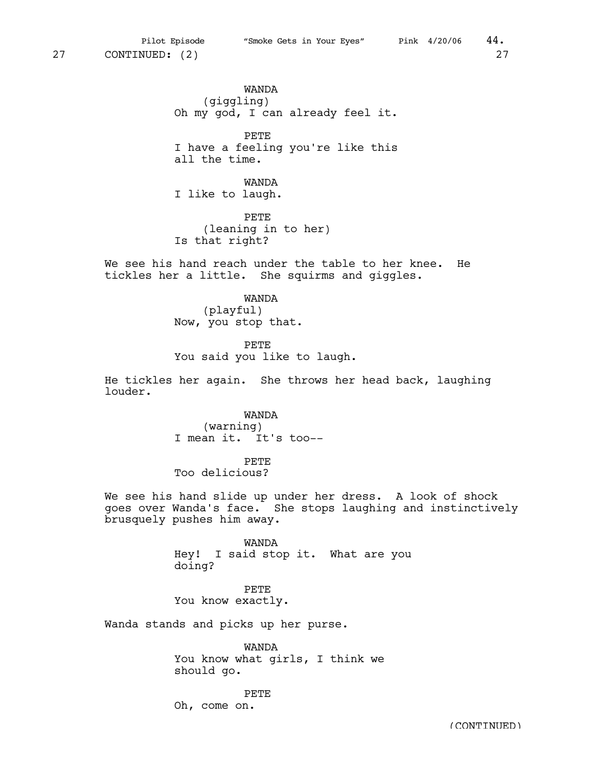27 CONTINUED: (2) 27

WANDA
(giggling)
Oh my god, I can already feel it.

PETE
I have a feeling you're like this all the time.

WANDA
I like to laugh.

PETE
(leaning in to her)
Is that right?

We see his hand reach under the table to her knee. He tickles her a little. She squirms and giggles.

WANDA
(playful)
Now, you stop that.

PETE
You said you like to laugh.

He tickles her again. She throws her head back, laughing louder.

WANDA
(warning)
I mean it. It's too--

PETE
Too delicious?

We see his hand slide up under her dress. A look of shock goes over Wanda's face. She stops laughing and instinctively brusquely pushes him away.

WANDA
Hey! I said stop it. What are you doing?

PETE
You know exactly.

Wanda stands and picks up her purse.

WANDA
You know what girls, I think we should go.

PETE
Oh, come on.

(CONTINUED)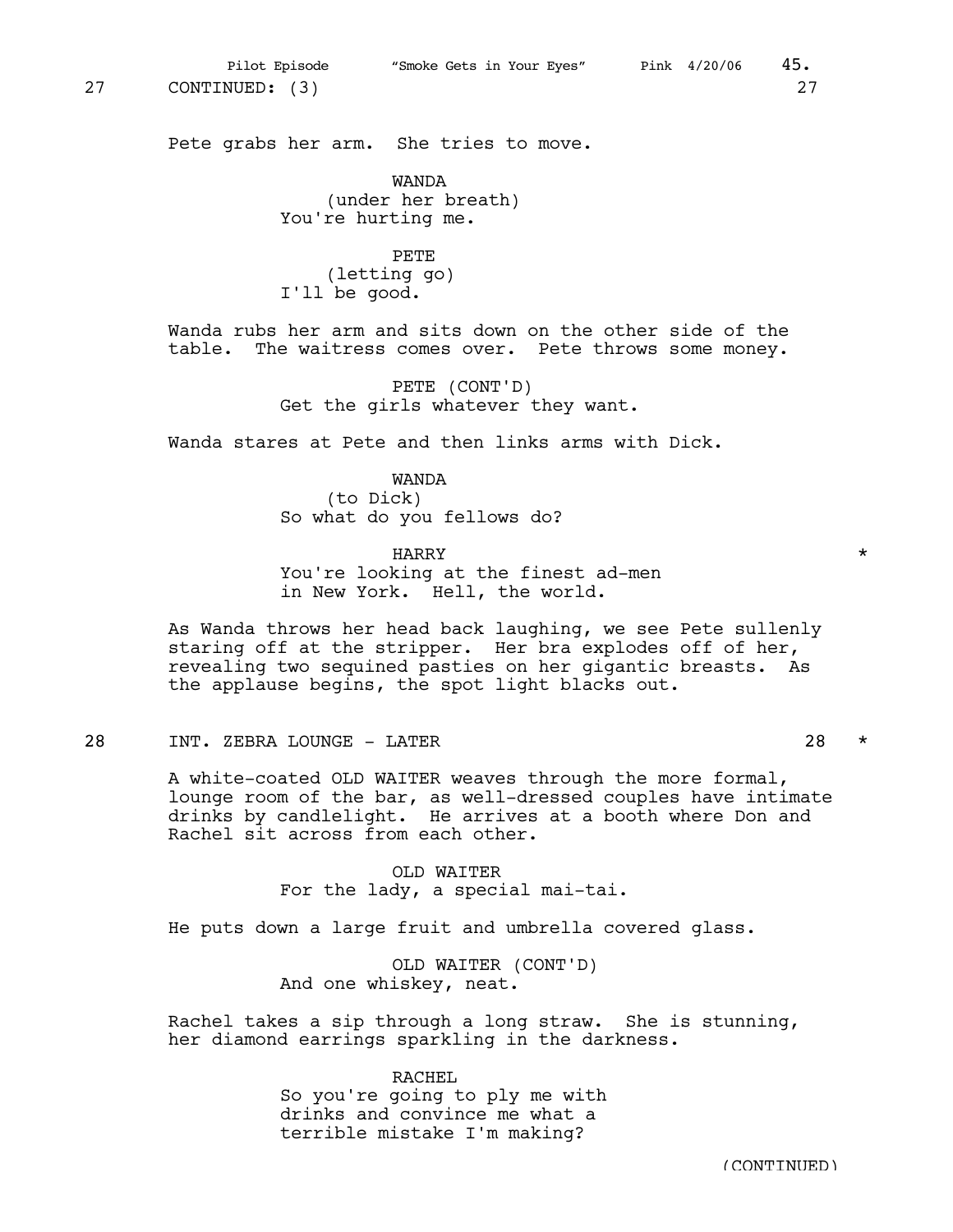27 CONTINUED: (3) 27

Pete grabs her arm. She tries to move.

WANDA
(under her breath)
You're hurting me.

PETE
(letting go)
I'll be good.

Wanda rubs her arm and sits down on the other side of the table. The waitress comes over. Pete throws some money.

PETE (CONT'D)
Get the girls whatever they want.

Wanda stares at Pete and then links arms with Dick.

WANDA
(to Dick)
So what do you fellows do?

HARRY *
You're looking at the finest ad-men in New York. Hell, the world.

As Wanda throws her head back laughing, we see Pete sullenly staring off at the stripper. Her bra explodes off of her, revealing two sequined pasties on her gigantic breasts. As the applause begins, the spot light blacks out.

28 INT. ZEBRA LOUNGE - LATER 28 *

A white-coated OLD WAITER weaves through the more formal, lounge room of the bar, as well-dressed couples have intimate drinks by candlelight. He arrives at a booth where Don and Rachel sit across from each other.

OLD WAITER
For the lady, a special mai-tai.

He puts down a large fruit and umbrella covered glass.

OLD WAITER (CONT'D)
And one whiskey, neat.

Rachel takes a sip through a long straw. She is stunning, her diamond earrings sparkling in the darkness.

RACHEL
So you're going to ply me with drinks and convince me what a terrible mistake I'm making?

(CONTINUED)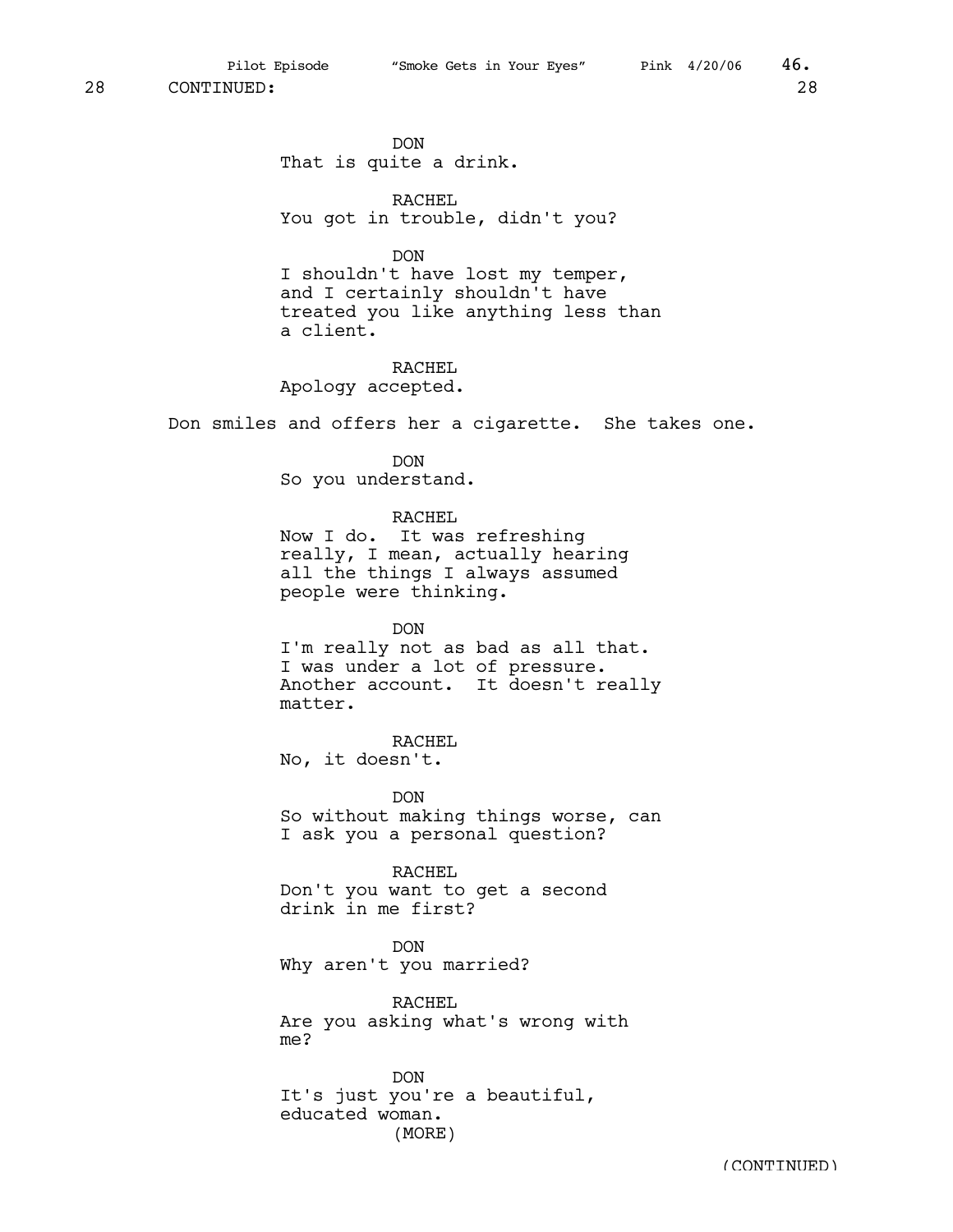28 CONTINUED: 28

DON
That is quite a drink.

RACHEL
You got in trouble, didn't you?

DON
I shouldn't have lost my temper, and I certainly shouldn't have treated you like anything less than a client.

RACHEL
Apology accepted.

Don smiles and offers her a cigarette. She takes one.

DON
So you understand.

RACHEL
Now I do. It was refreshing really, I mean, actually hearing all the things I always assumed people were thinking.

DON
I'm really not as bad as all that. I was under a lot of pressure. Another account. It doesn't really matter.

RACHEL
No, it doesn't.

DON
So without making things worse, can I ask you a personal question?

RACHEL
Don't you want to get a second drink in me first?

DON
Why aren't you married?

RACHEL
Are you asking what's wrong with me?

DON
It's just you're a beautiful, educated woman.
(MORE)

(CONTINUED)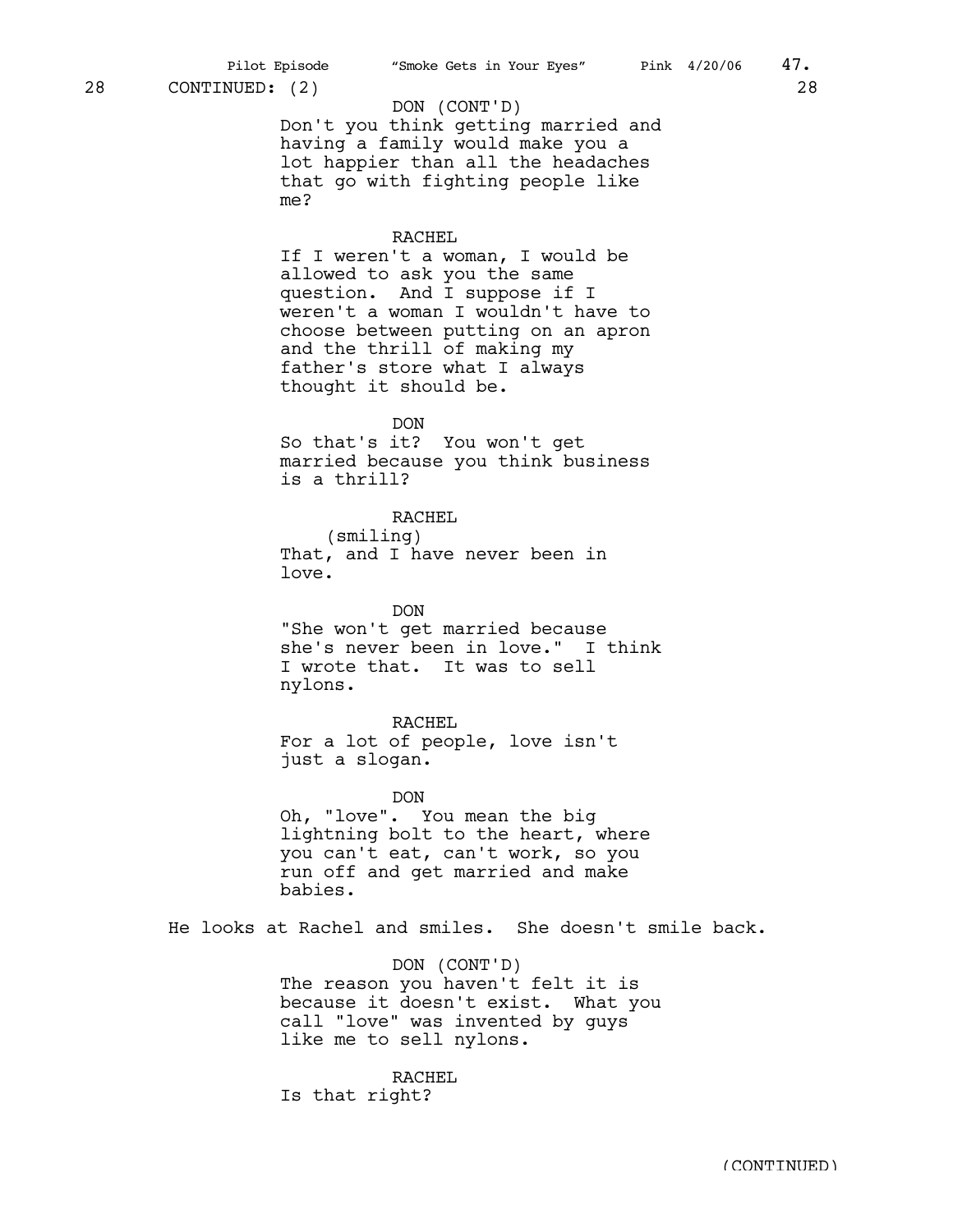28 CONTINUED: (2) 28

DON (CONT'D)
Don't you think getting married and having a family would make you a lot happier than all the headaches that go with fighting people like me?

RACHEL
If I weren't a woman, I would be allowed to ask you the same question. And I suppose if I weren't a woman I wouldn't have to choose between putting on an apron and the thrill of making my father's store what I always thought it should be.

DON
So that's it? You won't get married because you think business is a thrill?

RACHEL
(smiling)
That, and I have never been in love.

DON
"She won't get married because she's never been in love." I think I wrote that. It was to sell nylons.

RACHEL
For a lot of people, love isn't just a slogan.

DON
Oh, "love". You mean the big lightning bolt to the heart, where you can't eat, can't work, so you run off and get married and make babies.

He looks at Rachel and smiles. She doesn't smile back.

DON (CONT'D)
The reason you haven't felt it is because it doesn't exist. What you call "love" was invented by guys like me to sell nylons.

RACHEL
Is that right?

(CONTINUED)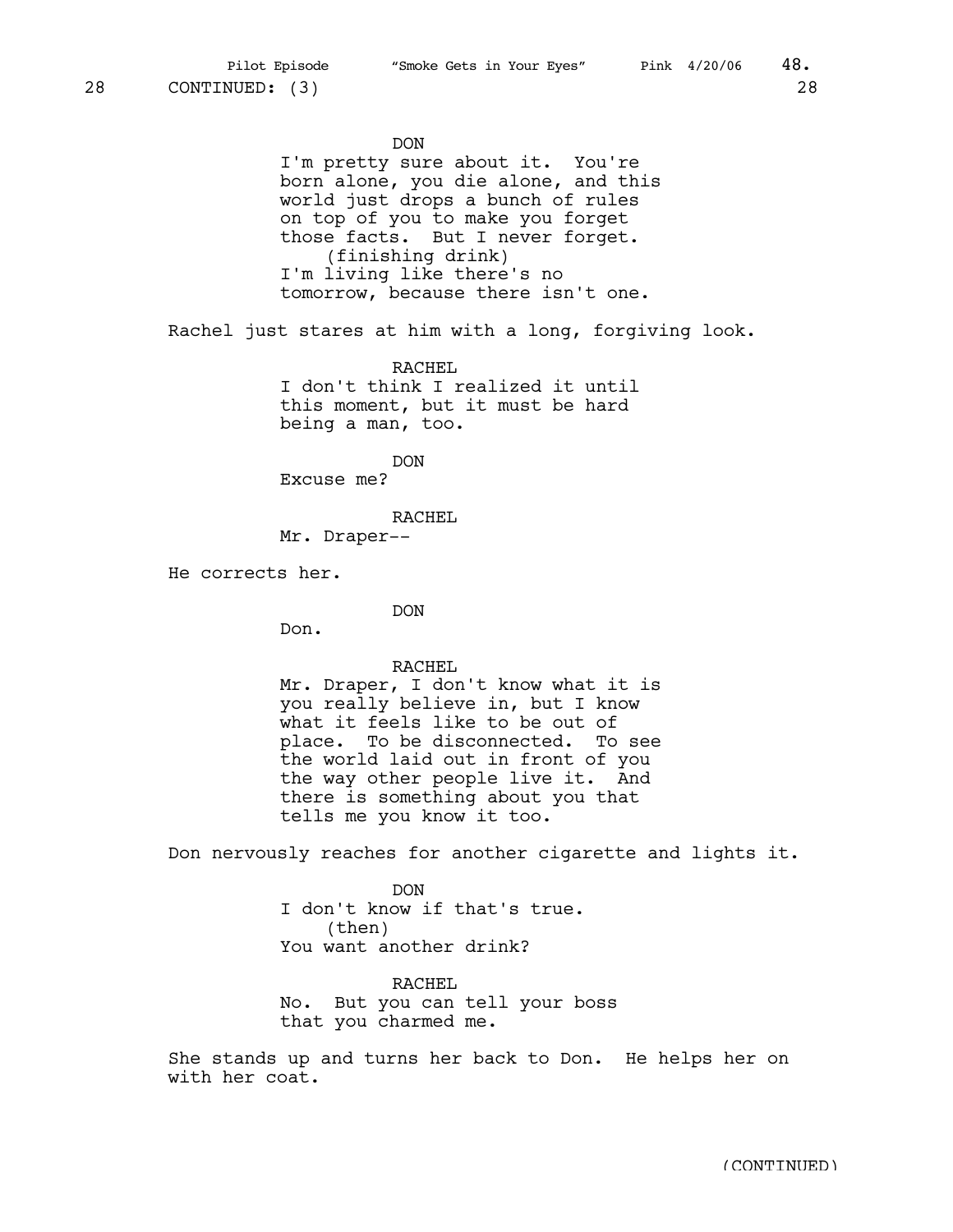28 CONTINUED: (3) 28

DON

I'm pretty sure about it. You're born alone, you die alone, and this world just drops a bunch of rules on top of you to make you forget those facts. But I never forget.

(finishing drink)

I'm living like there's no tomorrow, because there isn't one.

Rachel just stares at him with a long, forgiving look.

RACHEL

I don't think I realized it until this moment, but it must be hard being a man, too.

DON

Excuse me?

RACHEL

Mr. Draper--

He corrects her.

DON

Don.

RACHEL

Mr. Draper, I don't know what it is you really believe in, but I know what it feels like to be out of place. To be disconnected. To see the world laid out in front of you the way other people live it. And there is something about you that tells me you know it too.

Don nervously reaches for another cigarette and lights it.

DON

I don't know if that's true.

(then)

You want another drink?

RACHEL

No. But you can tell your boss that you charmed me.

She stands up and turns her back to Don. He helps her on with her coat.

(CONTINUED)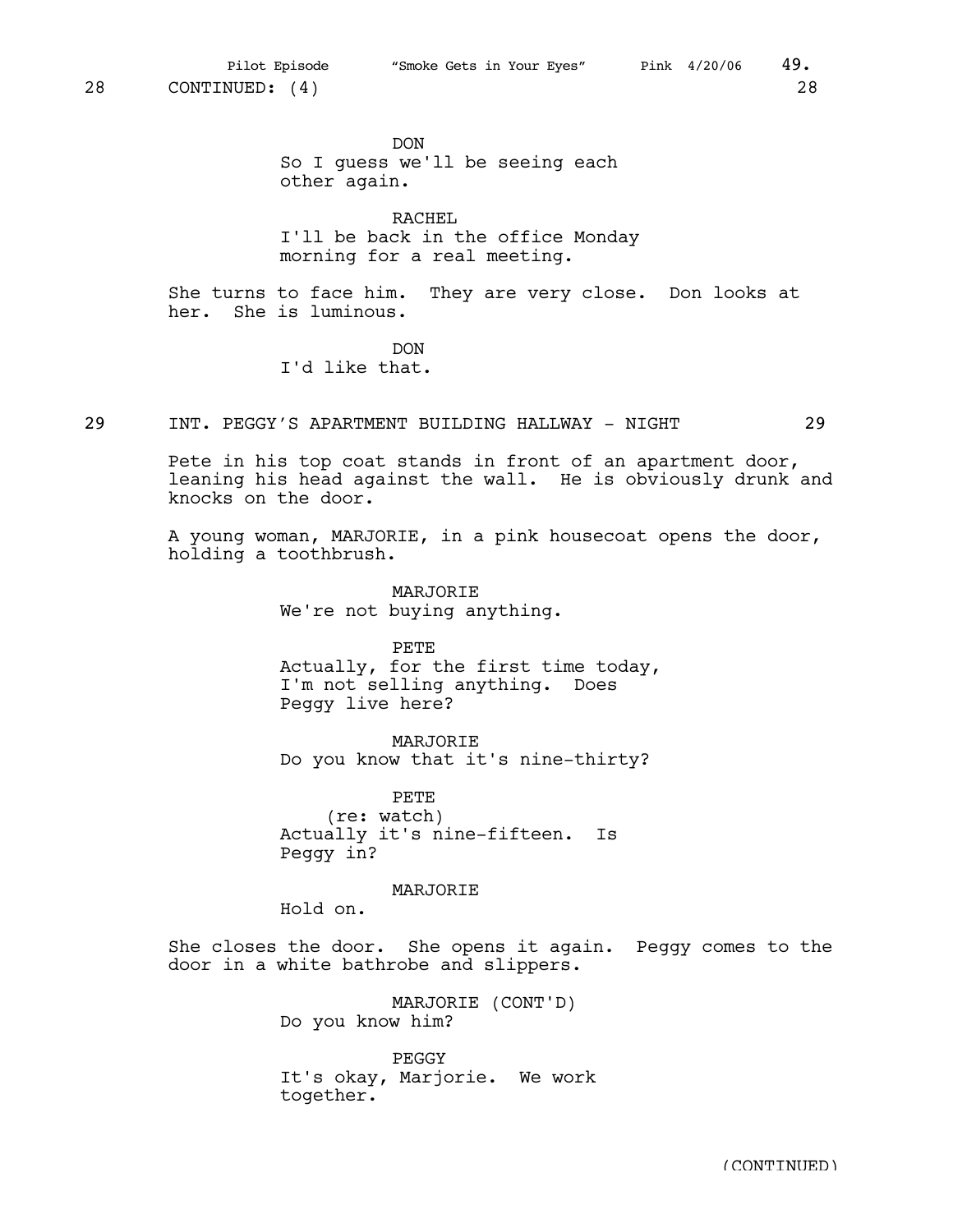28 CONTINUED: (4) 28

DON
So I guess we'll be seeing each other again.

RACHEL
I'll be back in the office Monday morning for a real meeting.

She turns to face him. They are very close. Don looks at her. She is luminous.

DON
I'd like that.

29 INT. PEGGY'S APARTMENT BUILDING HALLWAY - NIGHT 29

Pete in his top coat stands in front of an apartment door, leaning his head against the wall. He is obviously drunk and knocks on the door.

A young woman, MARJORIE, in a pink housecoat opens the door, holding a toothbrush.

MARJORIE
We're not buying anything.

PETE
Actually, for the first time today, I'm not selling anything. Does Peggy live here?

MARJORIE
Do you know that it's nine-thirty?

PETE
(re: watch)
Actually it's nine-fifteen. Is Peggy in?

MARJORIE
Hold on.

She closes the door. She opens it again. Peggy comes to the door in a white bathrobe and slippers.

MARJORIE (CONT'D)
Do you know him?

PEGGY
It's okay, Marjorie. We work together.

(CONTINUED)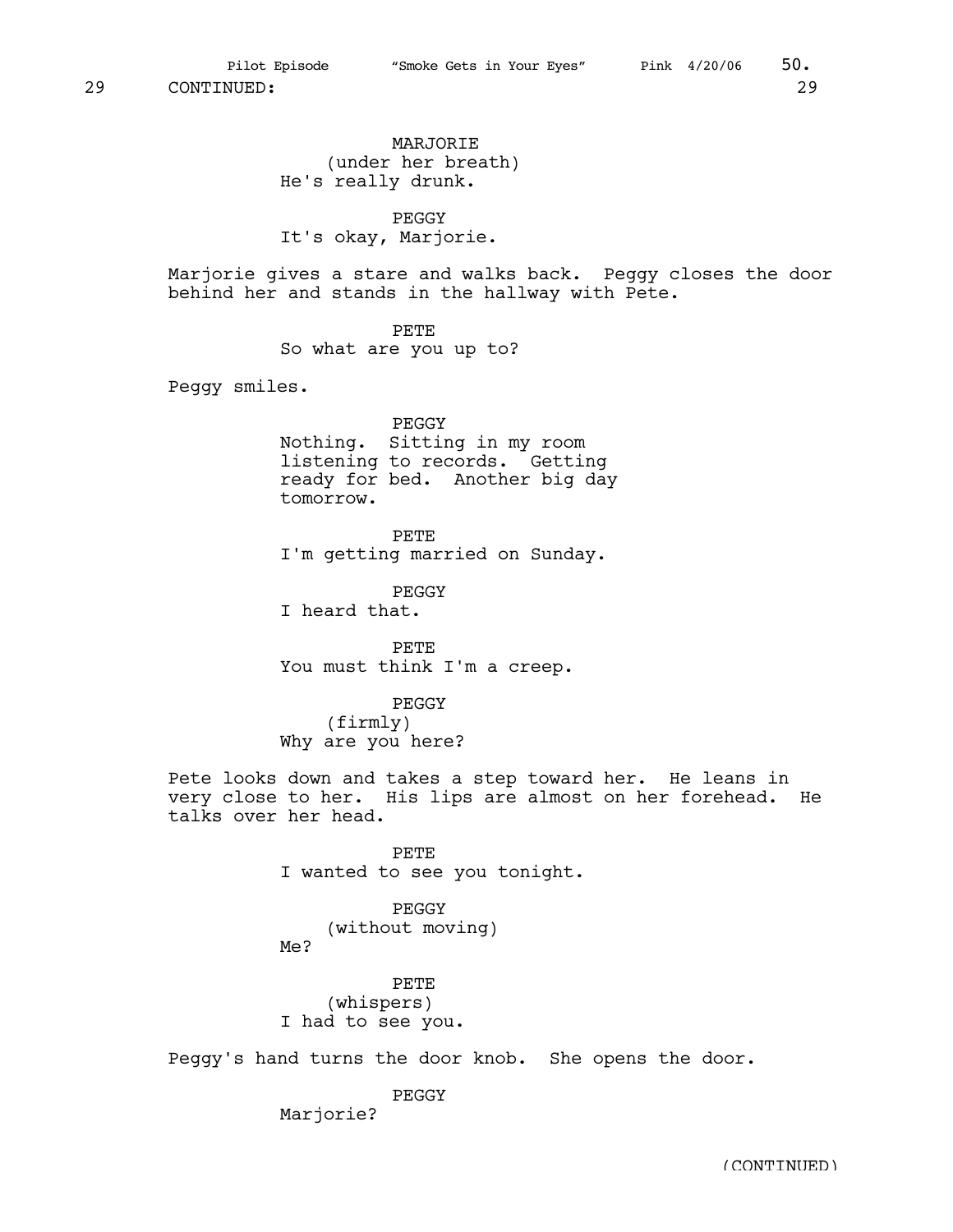29 CONTINUED: 29

MARJORIE
(under her breath)
He's really drunk.

PEGGY
It's okay, Marjorie.

Marjorie gives a stare and walks back. Peggy closes the door behind her and stands in the hallway with Pete.

PETE
So what are you up to?

Peggy smiles.

PEGGY
Nothing. Sitting in my room listening to records. Getting ready for bed. Another big day tomorrow.

PETE
I'm getting married on Sunday.

PEGGY
I heard that.

PETE
You must think I'm a creep.

PEGGY
(firmly)
Why are you here?

Pete looks down and takes a step toward her. He leans in very close to her. His lips are almost on her forehead. He talks over her head.

PETE
I wanted to see you tonight.

PEGGY
(without moving)
Me?

PETE
(whispers)
I had to see you.

Peggy's hand turns the door knob. She opens the door.

PEGGY
Marjorie?

(CONTINUED)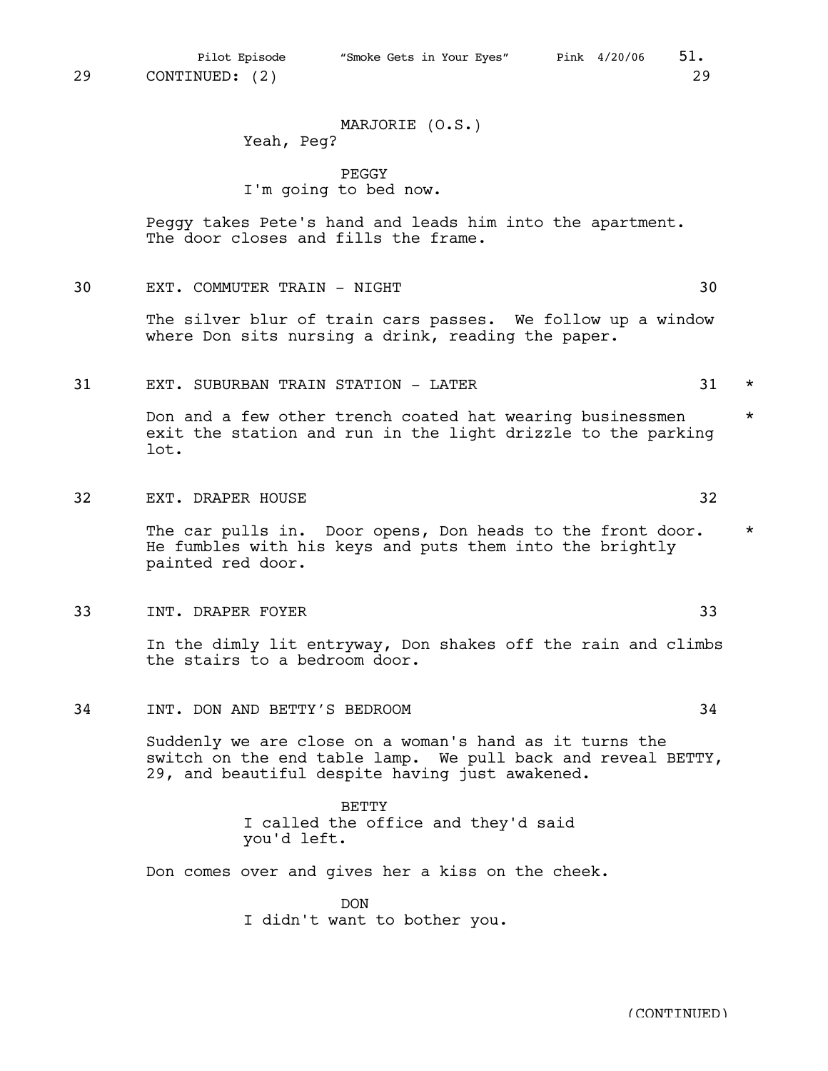29 CONTINUED: (2) 29

MARJORIE (O.S.)
Yeah, Peg?

PEGGY
I'm going to bed now.

Peggy takes Pete's hand and leads him into the apartment. The door closes and fills the frame.

30 EXT. COMMUTER TRAIN - NIGHT 30

The silver blur of train cars passes. We follow up a window where Don sits nursing a drink, reading the paper.

31 EXT. SUBURBAN TRAIN STATION - LATER 31 *

Don and a few other trench coated hat wearing businessmen * exit the station and run in the light drizzle to the parking lot.

32 EXT. DRAPER HOUSE 32

The car pulls in. Door opens, Don heads to the front door. * He fumbles with his keys and puts them into the brightly painted red door.

33 INT. DRAPER FOYER 33

In the dimly lit entryway, Don shakes off the rain and climbs the stairs to a bedroom door.

34 INT. DON AND BETTY'S BEDROOM 34

Suddenly we are close on a woman's hand as it turns the switch on the end table lamp. We pull back and reveal BETTY, 29, and beautiful despite having just awakened.

BETTY
I called the office and they'd said you'd left.

Don comes over and gives her a kiss on the cheek.

DON
I didn't want to bother you.

(CONTINUED)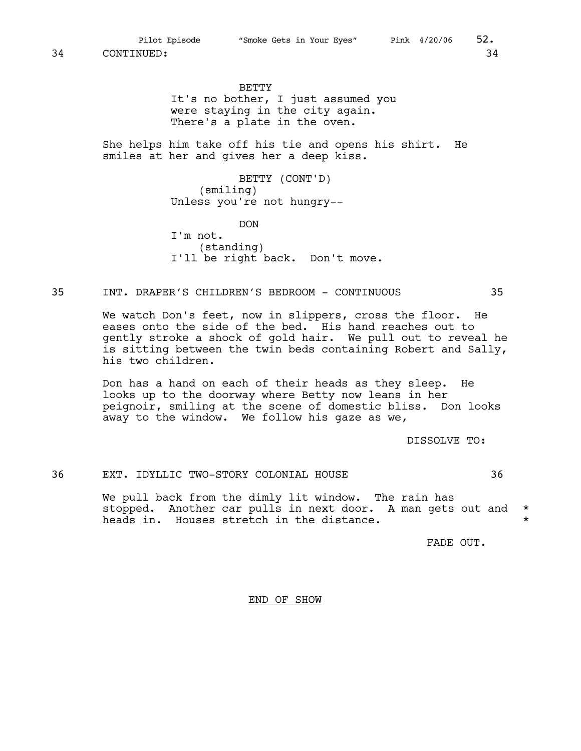34 CONTINUED: 34

BETTY
It's no bother, I just assumed you were staying in the city again. There's a plate in the oven.

She helps him take off his tie and opens his shirt. He smiles at her and gives her a deep kiss.

BETTY (CONT'D)
(smiling)
Unless you're not hungry--

DON
I'm not.
(standing)
I'll be right back. Don't move.

35 INT. DRAPER'S CHILDREN'S BEDROOM - CONTINUOUS 35

We watch Don's feet, now in slippers, cross the floor. He eases onto the side of the bed. His hand reaches out to gently stroke a shock of gold hair. We pull out to reveal he is sitting between the twin beds containing Robert and Sally, his two children.

Don has a hand on each of their heads as they sleep. He looks up to the doorway where Betty now leans in her peignoir, smiling at the scene of domestic bliss. Don looks away to the window. We follow his gaze as we,

DISSOLVE TO:

36 EXT. IDYLLIC TWO-STORY COLONIAL HOUSE 36

We pull back from the dimly lit window. The rain has stopped. Another car pulls in next door. A man gets out and heads in. Houses stretch in the distance. *

FADE OUT.

END OF SHOW